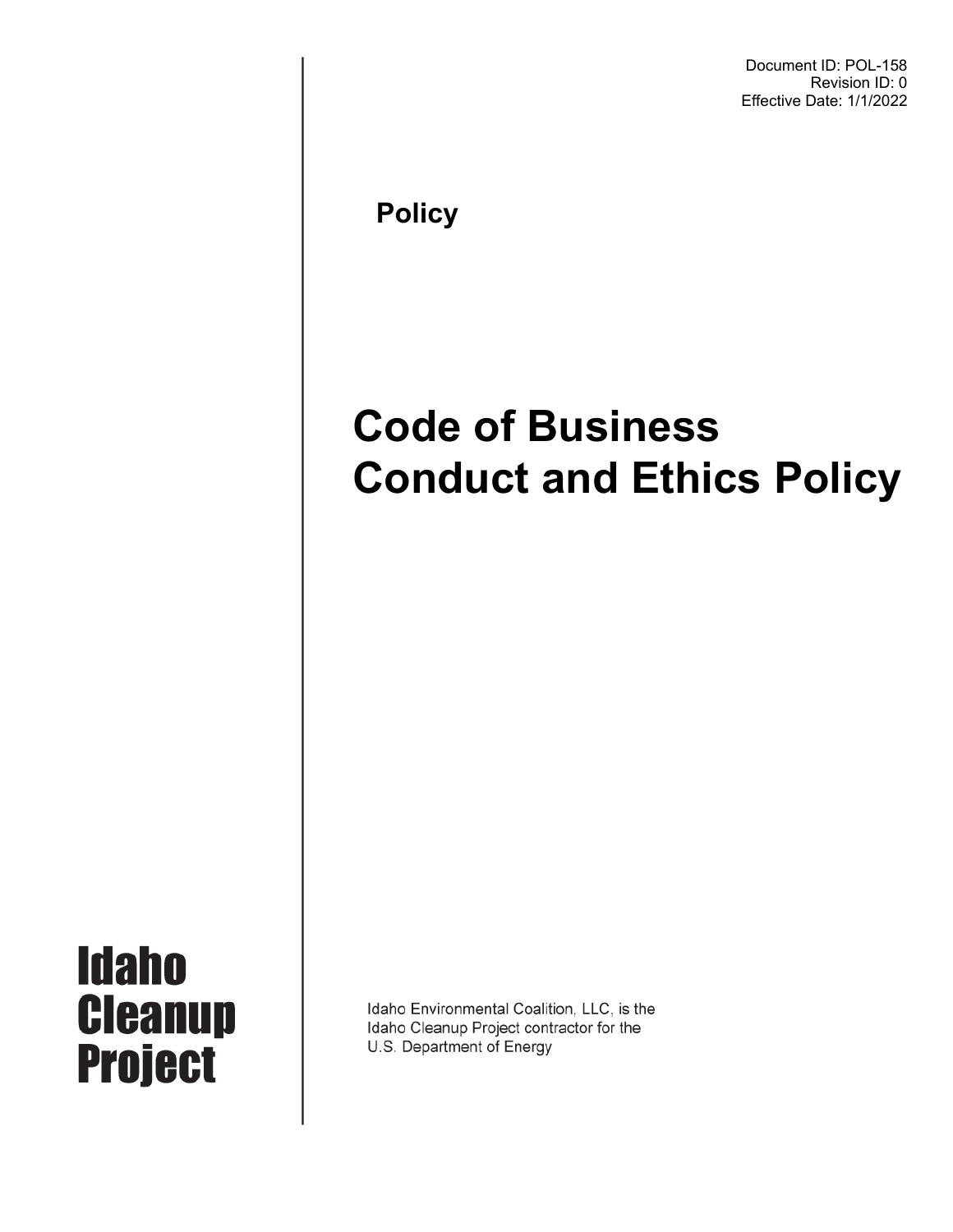Document ID: POL-158
Revision ID: 0
Effective Date: 1/1/2022

**Policy**

# Code of Business Conduct and Ethics Policy

Idaho Cleanup Project

Idaho Environmental Coalition, LLC, is the Idaho Cleanup Project contractor for the U.S. Department of Energy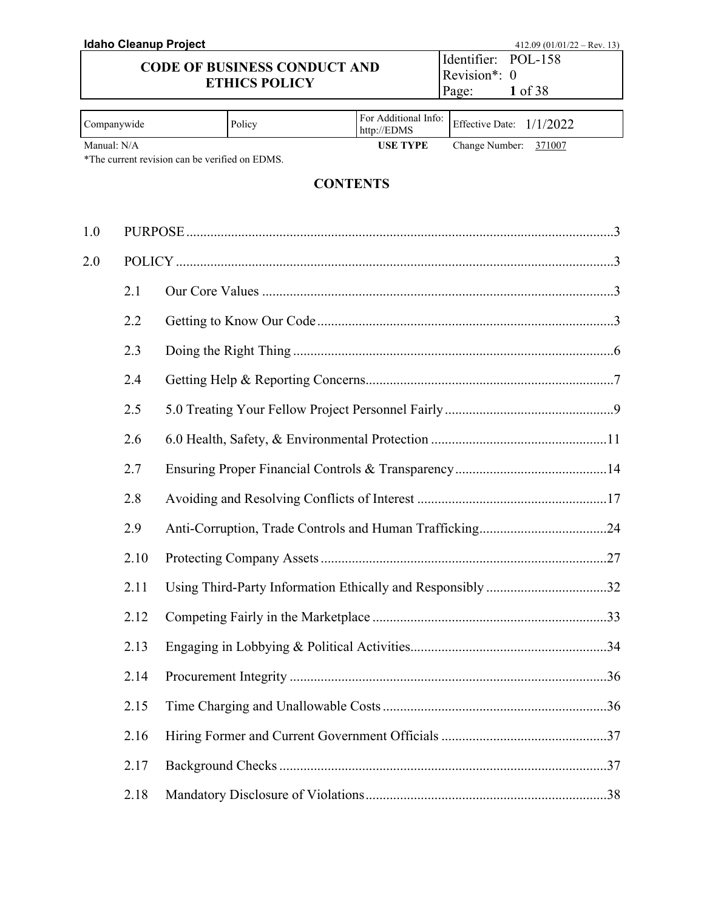# CODE OF BUSINESS CONDUCT AND ETHICS POLICY

| Companywide | Policy | For Additional Info: http://EDMS | Effective Date: 1/1/2022 |
|---|---|---|---|
| Manual: N/A | | USE TYPE | Change Number: 371007 |

*The current revision can be verified on EDMS.

## CONTENTS

1.0 PURPOSE ....3

2.0 POLICY ....3

- 2.1 Our Core Values ....3
- 2.2 Getting to Know Our Code ....3
- 2.3 Doing the Right Thing ....6
- 2.4 Getting Help & Reporting Concerns ....7
- 2.5 5.0 Treating Your Fellow Project Personnel Fairly ....9
- 2.6 6.0 Health, Safety, & Environmental Protection ....11
- 2.7 Ensuring Proper Financial Controls & Transparency ....14
- 2.8 Avoiding and Resolving Conflicts of Interest ....17
- 2.9 Anti-Corruption, Trade Controls and Human Trafficking ....24
- 2.10 Protecting Company Assets ....27
- 2.11 Using Third-Party Information Ethically and Responsibly ....32
- 2.12 Competing Fairly in the Marketplace ....33
- 2.13 Engaging in Lobbying & Political Activities ....34
- 2.14 Procurement Integrity ....36
- 2.15 Time Charging and Unallowable Costs ....36
- 2.16 Hiring Former and Current Government Officials ....37
- 2.17 Background Checks ....37
- 2.18 Mandatory Disclosure of Violations ....38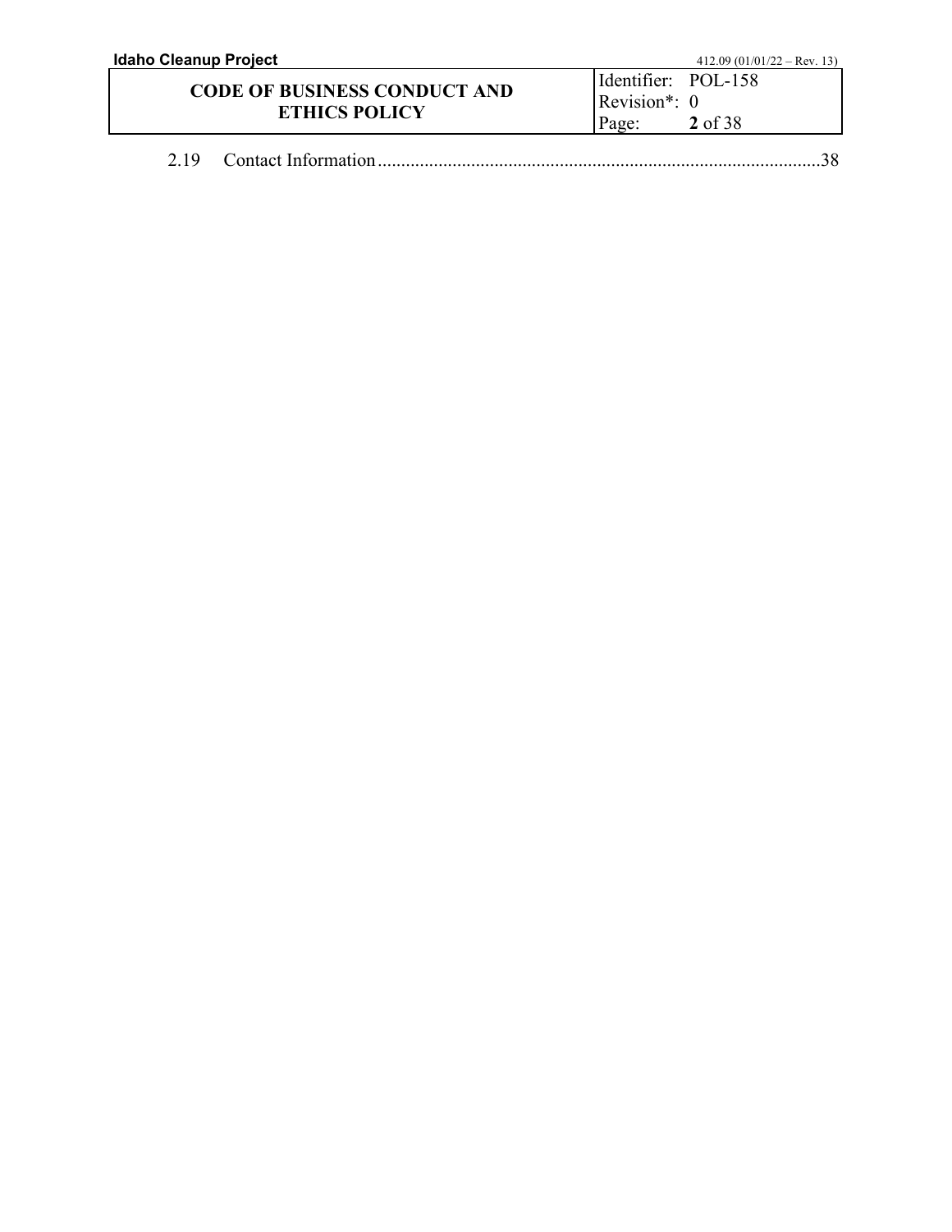2.19 Contact Information ............................................................................................... 38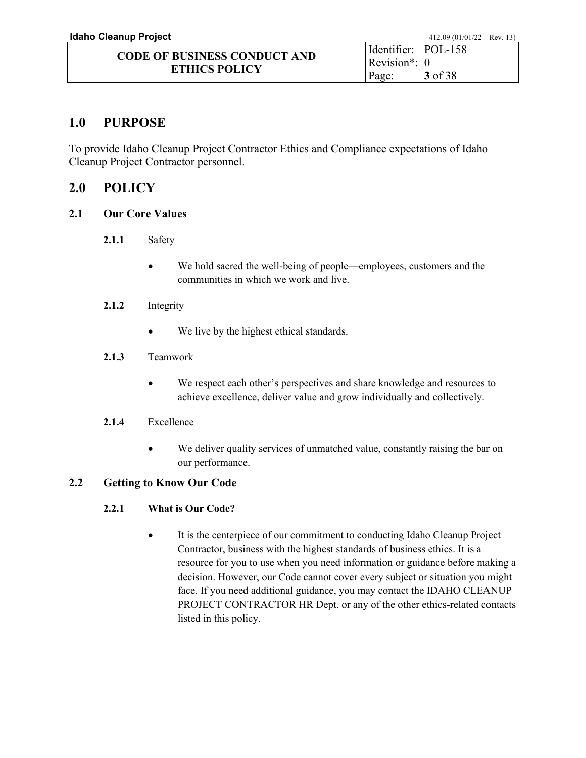## 1.0 PURPOSE

To provide Idaho Cleanup Project Contractor Ethics and Compliance expectations of Idaho Cleanup Project Contractor personnel.

## 2.0 POLICY

### 2.1 Our Core Values

**2.1.1** Safety

- We hold sacred the well-being of people—employees, customers and the communities in which we work and live.

**2.1.2** Integrity

- We live by the highest ethical standards.

**2.1.3** Teamwork

- We respect each other's perspectives and share knowledge and resources to achieve excellence, deliver value and grow individually and collectively.

**2.1.4** Excellence

- We deliver quality services of unmatched value, constantly raising the bar on our performance.

### 2.2 Getting to Know Our Code

#### 2.2.1 What is Our Code?

- It is the centerpiece of our commitment to conducting Idaho Cleanup Project Contractor, business with the highest standards of business ethics. It is a resource for you to use when you need information or guidance before making a decision. However, our Code cannot cover every subject or situation you might face. If you need additional guidance, you may contact the IDAHO CLEANUP PROJECT CONTRACTOR HR Dept. or any of the other ethics-related contacts listed in this policy.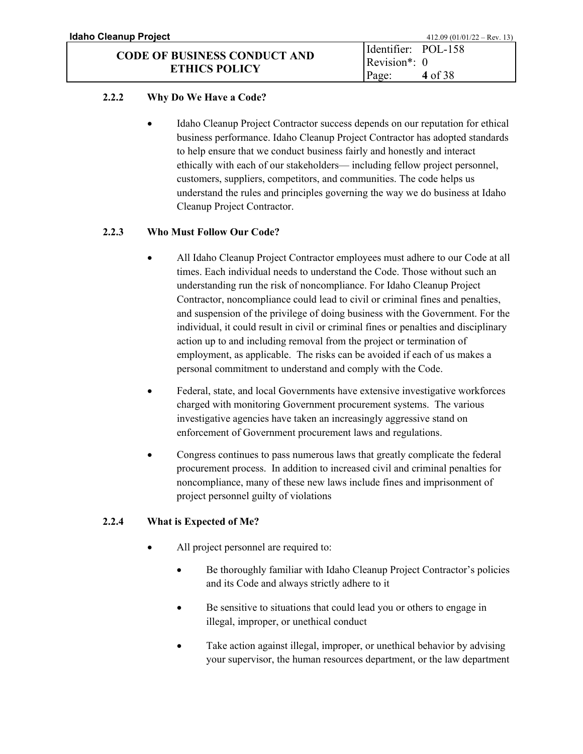### 2.2.2 Why Do We Have a Code?

- Idaho Cleanup Project Contractor success depends on our reputation for ethical business performance. Idaho Cleanup Project Contractor has adopted standards to help ensure that we conduct business fairly and honestly and interact ethically with each of our stakeholders— including fellow project personnel, customers, suppliers, competitors, and communities. The code helps us understand the rules and principles governing the way we do business at Idaho Cleanup Project Contractor.

### 2.2.3 Who Must Follow Our Code?

- All Idaho Cleanup Project Contractor employees must adhere to our Code at all times. Each individual needs to understand the Code. Those without such an understanding run the risk of noncompliance. For Idaho Cleanup Project Contractor, noncompliance could lead to civil or criminal fines and penalties, and suspension of the privilege of doing business with the Government. For the individual, it could result in civil or criminal fines or penalties and disciplinary action up to and including removal from the project or termination of employment, as applicable. The risks can be avoided if each of us makes a personal commitment to understand and comply with the Code.
- Federal, state, and local Governments have extensive investigative workforces charged with monitoring Government procurement systems. The various investigative agencies have taken an increasingly aggressive stand on enforcement of Government procurement laws and regulations.
- Congress continues to pass numerous laws that greatly complicate the federal procurement process. In addition to increased civil and criminal penalties for noncompliance, many of these new laws include fines and imprisonment of project personnel guilty of violations

### 2.2.4 What is Expected of Me?

- All project personnel are required to:
  - Be thoroughly familiar with Idaho Cleanup Project Contractor's policies and its Code and always strictly adhere to it
  - Be sensitive to situations that could lead you or others to engage in illegal, improper, or unethical conduct
  - Take action against illegal, improper, or unethical behavior by advising your supervisor, the human resources department, or the law department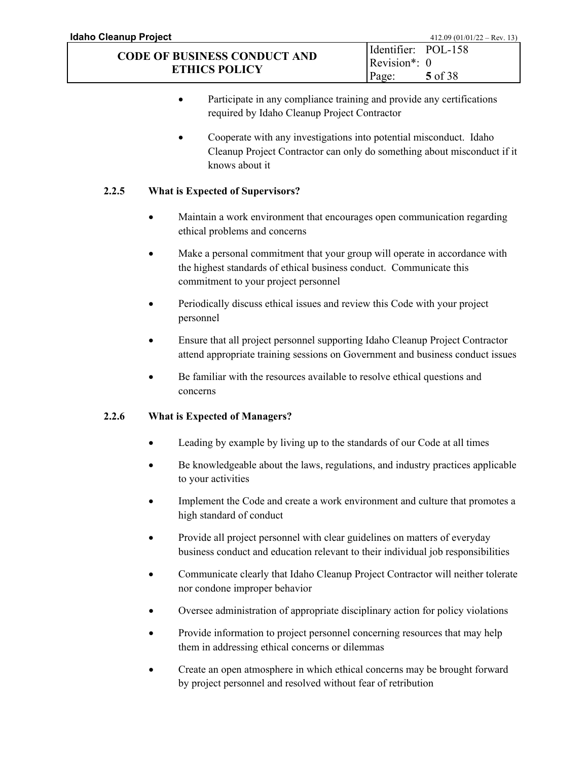- Participate in any compliance training and provide any certifications required by Idaho Cleanup Project Contractor

- Cooperate with any investigations into potential misconduct. Idaho Cleanup Project Contractor can only do something about misconduct if it knows about it

### 2.2.5 What is Expected of Supervisors?

- Maintain a work environment that encourages open communication regarding ethical problems and concerns

- Make a personal commitment that your group will operate in accordance with the highest standards of ethical business conduct. Communicate this commitment to your project personnel

- Periodically discuss ethical issues and review this Code with your project personnel

- Ensure that all project personnel supporting Idaho Cleanup Project Contractor attend appropriate training sessions on Government and business conduct issues

- Be familiar with the resources available to resolve ethical questions and concerns

### 2.2.6 What is Expected of Managers?

- Leading by example by living up to the standards of our Code at all times

- Be knowledgeable about the laws, regulations, and industry practices applicable to your activities

- Implement the Code and create a work environment and culture that promotes a high standard of conduct

- Provide all project personnel with clear guidelines on matters of everyday business conduct and education relevant to their individual job responsibilities

- Communicate clearly that Idaho Cleanup Project Contractor will neither tolerate nor condone improper behavior

- Oversee administration of appropriate disciplinary action for policy violations

- Provide information to project personnel concerning resources that may help them in addressing ethical concerns or dilemmas

- Create an open atmosphere in which ethical concerns may be brought forward by project personnel and resolved without fear of retribution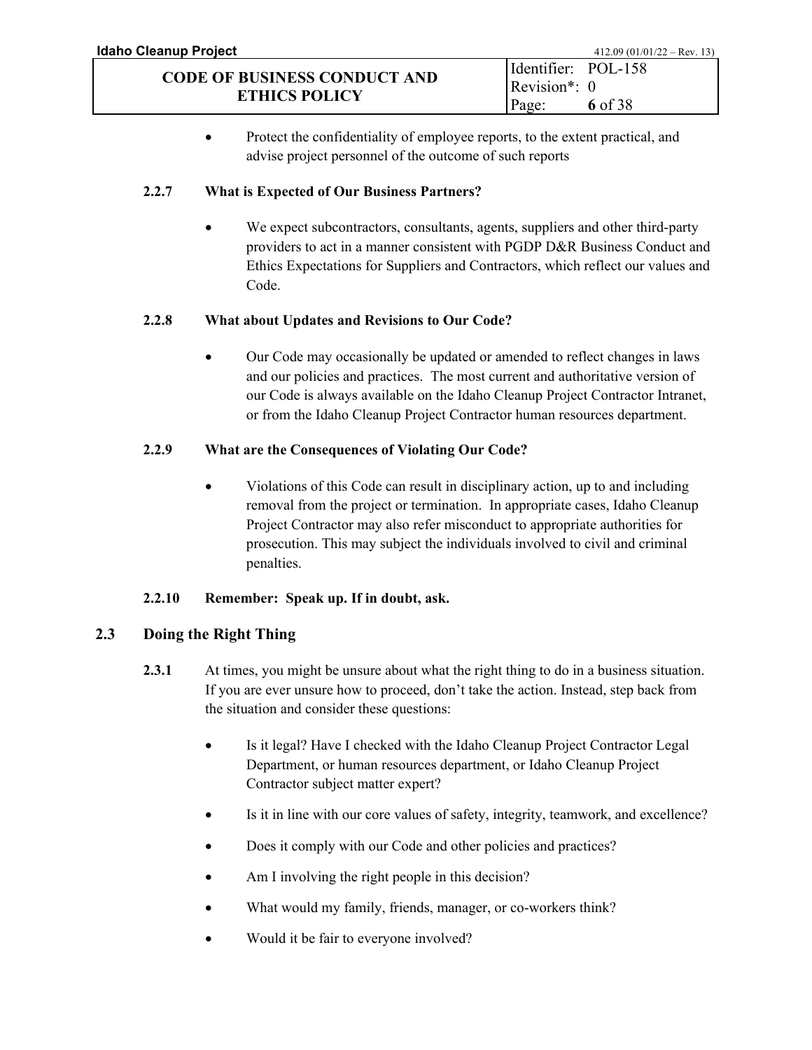- Protect the confidentiality of employee reports, to the extent practical, and advise project personnel of the outcome of such reports

#### 2.2.7 What is Expected of Our Business Partners?

- We expect subcontractors, consultants, agents, suppliers and other third-party providers to act in a manner consistent with PGDP D&R Business Conduct and Ethics Expectations for Suppliers and Contractors, which reflect our values and Code.

#### 2.2.8 What about Updates and Revisions to Our Code?

- Our Code may occasionally be updated or amended to reflect changes in laws and our policies and practices. The most current and authoritative version of our Code is always available on the Idaho Cleanup Project Contractor Intranet, or from the Idaho Cleanup Project Contractor human resources department.

#### 2.2.9 What are the Consequences of Violating Our Code?

- Violations of this Code can result in disciplinary action, up to and including removal from the project or termination. In appropriate cases, Idaho Cleanup Project Contractor may also refer misconduct to appropriate authorities for prosecution. This may subject the individuals involved to civil and criminal penalties.

#### 2.2.10 Remember: Speak up. If in doubt, ask.

## 2.3 Doing the Right Thing

**2.3.1** At times, you might be unsure about what the right thing to do in a business situation. If you are ever unsure how to proceed, don't take the action. Instead, step back from the situation and consider these questions:

- Is it legal? Have I checked with the Idaho Cleanup Project Contractor Legal Department, or human resources department, or Idaho Cleanup Project Contractor subject matter expert?
- Is it in line with our core values of safety, integrity, teamwork, and excellence?
- Does it comply with our Code and other policies and practices?
- Am I involving the right people in this decision?
- What would my family, friends, manager, or co-workers think?
- Would it be fair to everyone involved?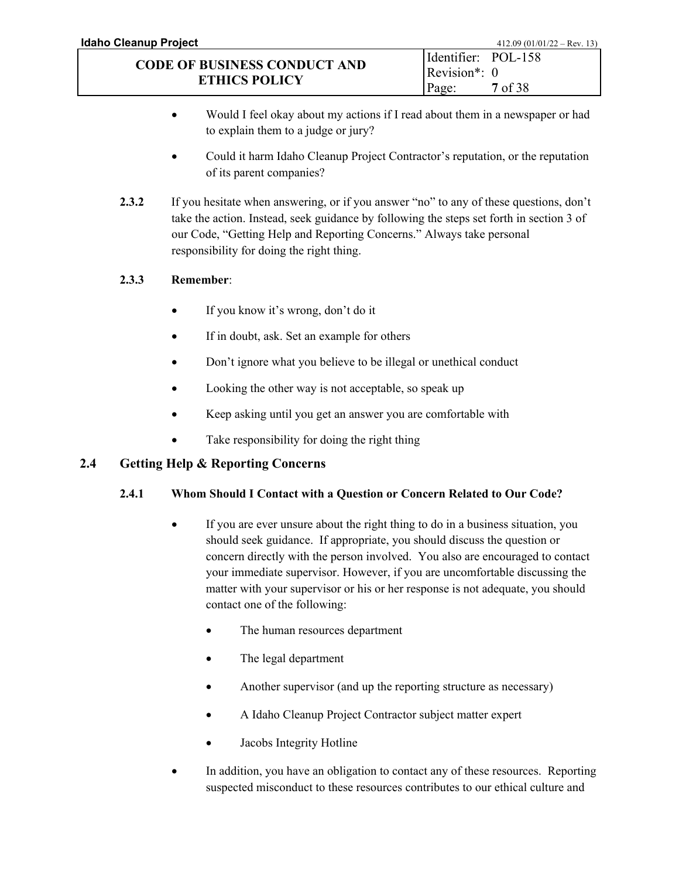- Would I feel okay about my actions if I read about them in a newspaper or had to explain them to a judge or jury?
- Could it harm Idaho Cleanup Project Contractor's reputation, or the reputation of its parent companies?

**2.3.2** If you hesitate when answering, or if you answer "no" to any of these questions, don't take the action. Instead, seek guidance by following the steps set forth in section 3 of our Code, "Getting Help and Reporting Concerns." Always take personal responsibility for doing the right thing.

**2.3.3 Remember**:

- If you know it's wrong, don't do it
- If in doubt, ask. Set an example for others
- Don't ignore what you believe to be illegal or unethical conduct
- Looking the other way is not acceptable, so speak up
- Keep asking until you get an answer you are comfortable with
- Take responsibility for doing the right thing

## 2.4 Getting Help & Reporting Concerns

### 2.4.1 Whom Should I Contact with a Question or Concern Related to Our Code?

- If you are ever unsure about the right thing to do in a business situation, you should seek guidance. If appropriate, you should discuss the question or concern directly with the person involved. You also are encouraged to contact your immediate supervisor. However, if you are uncomfortable discussing the matter with your supervisor or his or her response is not adequate, you should contact one of the following:
  - The human resources department
  - The legal department
  - Another supervisor (and up the reporting structure as necessary)
  - A Idaho Cleanup Project Contractor subject matter expert
  - Jacobs Integrity Hotline
- In addition, you have an obligation to contact any of these resources. Reporting suspected misconduct to these resources contributes to our ethical culture and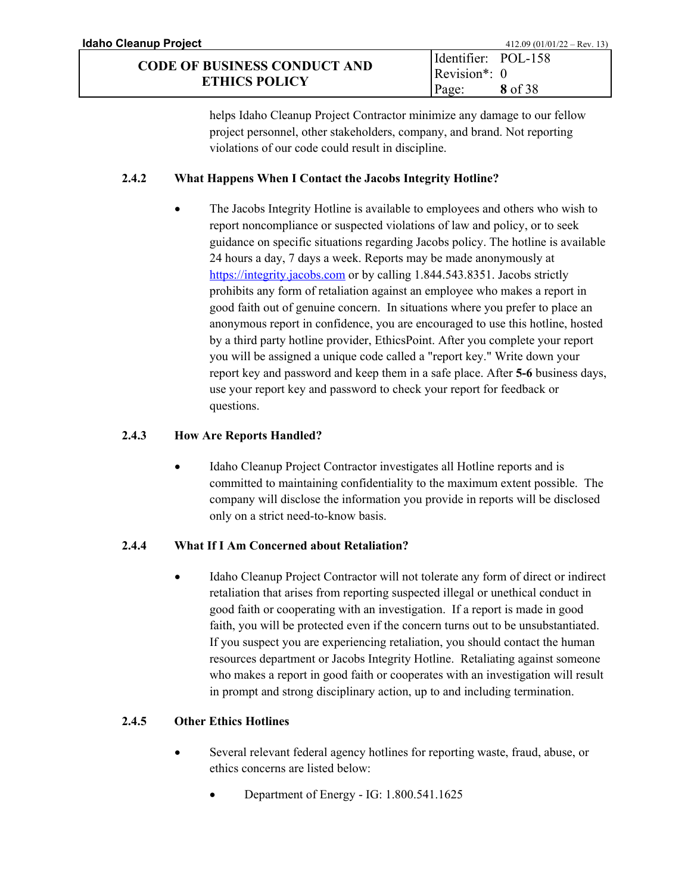helps Idaho Cleanup Project Contractor minimize any damage to our fellow project personnel, other stakeholders, company, and brand. Not reporting violations of our code could result in discipline.

### 2.4.2 What Happens When I Contact the Jacobs Integrity Hotline?

- The Jacobs Integrity Hotline is available to employees and others who wish to report noncompliance or suspected violations of law and policy, or to seek guidance on specific situations regarding Jacobs policy. The hotline is available 24 hours a day, 7 days a week. Reports may be made anonymously at https://integrity.jacobs.com or by calling 1.844.543.8351. Jacobs strictly prohibits any form of retaliation against an employee who makes a report in good faith out of genuine concern. In situations where you prefer to place an anonymous report in confidence, you are encouraged to use this hotline, hosted by a third party hotline provider, EthicsPoint. After you complete your report you will be assigned a unique code called a "report key." Write down your report key and password and keep them in a safe place. After **5-6** business days, use your report key and password to check your report for feedback or questions.

### 2.4.3 How Are Reports Handled?

- Idaho Cleanup Project Contractor investigates all Hotline reports and is committed to maintaining confidentiality to the maximum extent possible. The company will disclose the information you provide in reports will be disclosed only on a strict need-to-know basis.

### 2.4.4 What If I Am Concerned about Retaliation?

- Idaho Cleanup Project Contractor will not tolerate any form of direct or indirect retaliation that arises from reporting suspected illegal or unethical conduct in good faith or cooperating with an investigation. If a report is made in good faith, you will be protected even if the concern turns out to be unsubstantiated. If you suspect you are experiencing retaliation, you should contact the human resources department or Jacobs Integrity Hotline. Retaliating against someone who makes a report in good faith or cooperates with an investigation will result in prompt and strong disciplinary action, up to and including termination.

### 2.4.5 Other Ethics Hotlines

- Several relevant federal agency hotlines for reporting waste, fraud, abuse, or ethics concerns are listed below:
  - Department of Energy - IG: 1.800.541.1625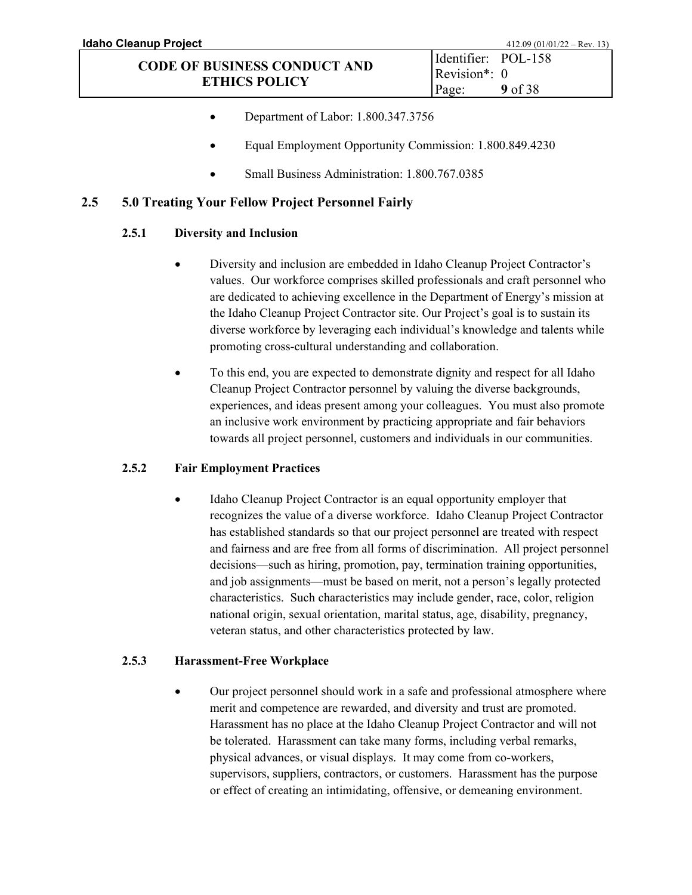- Department of Labor: 1.800.347.3756

- Equal Employment Opportunity Commission: 1.800.849.4230

- Small Business Administration: 1.800.767.0385

## 2.5 5.0 Treating Your Fellow Project Personnel Fairly

### 2.5.1 Diversity and Inclusion

- Diversity and inclusion are embedded in Idaho Cleanup Project Contractor's values. Our workforce comprises skilled professionals and craft personnel who are dedicated to achieving excellence in the Department of Energy's mission at the Idaho Cleanup Project Contractor site. Our Project's goal is to sustain its diverse workforce by leveraging each individual's knowledge and talents while promoting cross-cultural understanding and collaboration.

- To this end, you are expected to demonstrate dignity and respect for all Idaho Cleanup Project Contractor personnel by valuing the diverse backgrounds, experiences, and ideas present among your colleagues. You must also promote an inclusive work environment by practicing appropriate and fair behaviors towards all project personnel, customers and individuals in our communities.

### 2.5.2 Fair Employment Practices

- Idaho Cleanup Project Contractor is an equal opportunity employer that recognizes the value of a diverse workforce. Idaho Cleanup Project Contractor has established standards so that our project personnel are treated with respect and fairness and are free from all forms of discrimination. All project personnel decisions—such as hiring, promotion, pay, termination training opportunities, and job assignments—must be based on merit, not a person's legally protected characteristics. Such characteristics may include gender, race, color, religion national origin, sexual orientation, marital status, age, disability, pregnancy, veteran status, and other characteristics protected by law.

### 2.5.3 Harassment-Free Workplace

- Our project personnel should work in a safe and professional atmosphere where merit and competence are rewarded, and diversity and trust are promoted. Harassment has no place at the Idaho Cleanup Project Contractor and will not be tolerated. Harassment can take many forms, including verbal remarks, physical advances, or visual displays. It may come from co-workers, supervisors, suppliers, contractors, or customers. Harassment has the purpose or effect of creating an intimidating, offensive, or demeaning environment.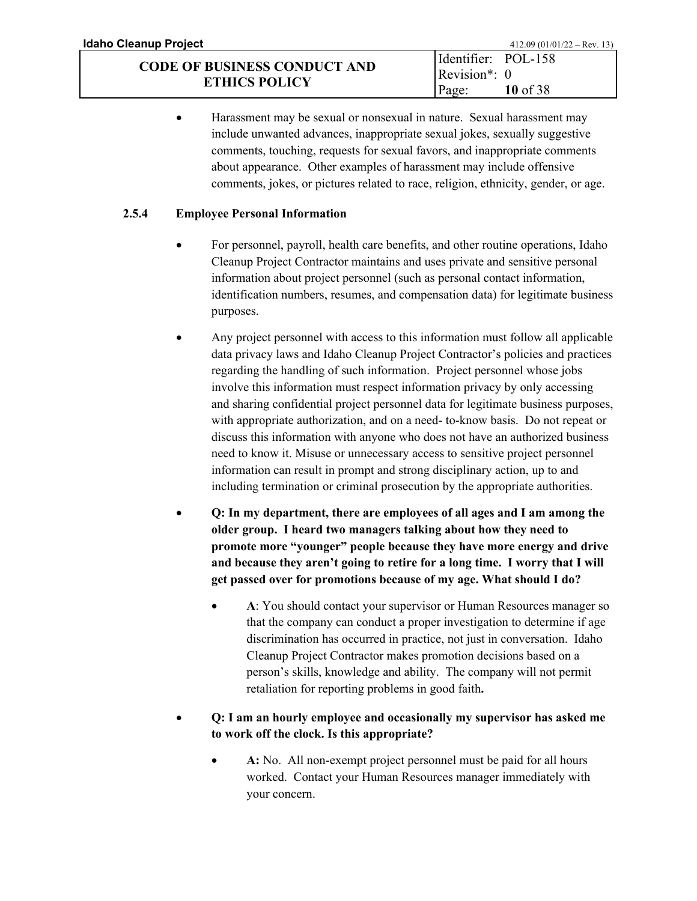- Harassment may be sexual or nonsexual in nature. Sexual harassment may include unwanted advances, inappropriate sexual jokes, sexually suggestive comments, touching, requests for sexual favors, and inappropriate comments about appearance. Other examples of harassment may include offensive comments, jokes, or pictures related to race, religion, ethnicity, gender, or age.

### 2.5.4 Employee Personal Information

- For personnel, payroll, health care benefits, and other routine operations, Idaho Cleanup Project Contractor maintains and uses private and sensitive personal information about project personnel (such as personal contact information, identification numbers, resumes, and compensation data) for legitimate business purposes.
- Any project personnel with access to this information must follow all applicable data privacy laws and Idaho Cleanup Project Contractor's policies and practices regarding the handling of such information. Project personnel whose jobs involve this information must respect information privacy by only accessing and sharing confidential project personnel data for legitimate business purposes, with appropriate authorization, and on a need- to-know basis. Do not repeat or discuss this information with anyone who does not have an authorized business need to know it. Misuse or unnecessary access to sensitive project personnel information can result in prompt and strong disciplinary action, up to and including termination or criminal prosecution by the appropriate authorities.
- **Q: In my department, there are employees of all ages and I am among the older group. I heard two managers talking about how they need to promote more "younger" people because they have more energy and drive and because they aren't going to retire for a long time. I worry that I will get passed over for promotions because of my age. What should I do?**
  - **A**: You should contact your supervisor or Human Resources manager so that the company can conduct a proper investigation to determine if age discrimination has occurred in practice, not just in conversation. Idaho Cleanup Project Contractor makes promotion decisions based on a person's skills, knowledge and ability. The company will not permit retaliation for reporting problems in good faith**.**
- **Q: I am an hourly employee and occasionally my supervisor has asked me to work off the clock. Is this appropriate?**
  - **A:** No. All non-exempt project personnel must be paid for all hours worked. Contact your Human Resources manager immediately with your concern.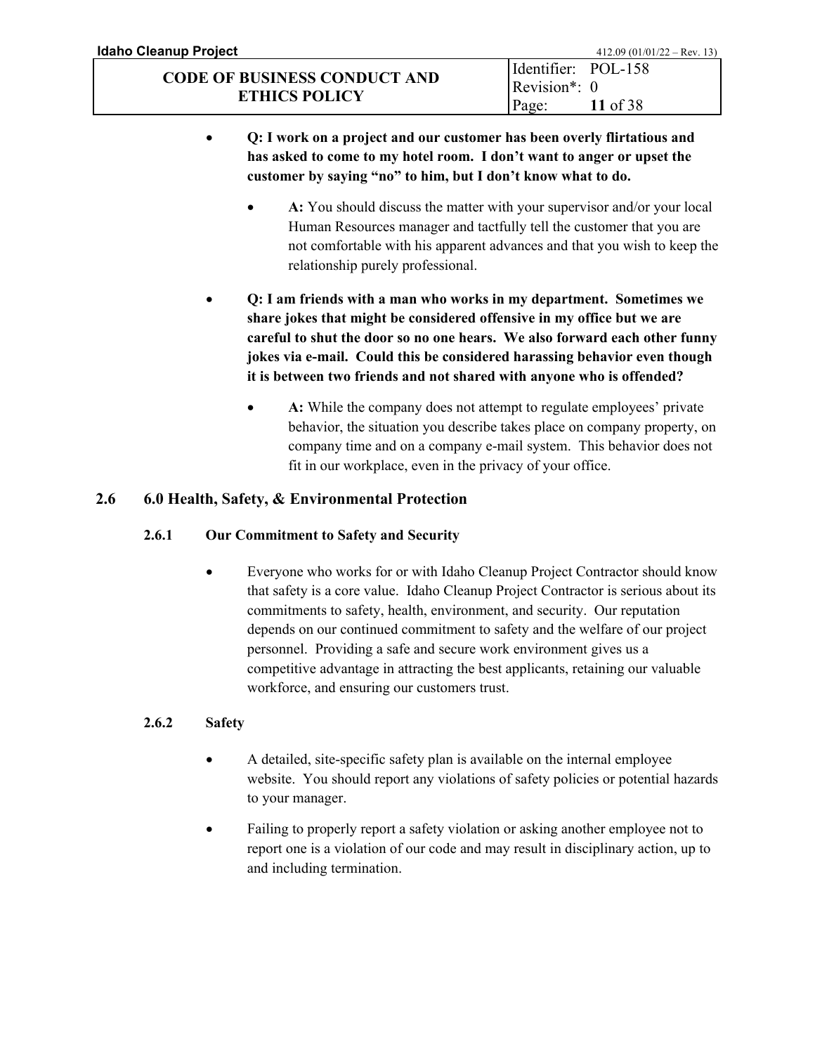- **Q: I work on a project and our customer has been overly flirtatious and has asked to come to my hotel room. I don't want to anger or upset the customer by saying "no" to him, but I don't know what to do.**

  - **A:** You should discuss the matter with your supervisor and/or your local Human Resources manager and tactfully tell the customer that you are not comfortable with his apparent advances and that you wish to keep the relationship purely professional.

- **Q: I am friends with a man who works in my department. Sometimes we share jokes that might be considered offensive in my office but we are careful to shut the door so no one hears. We also forward each other funny jokes via e-mail. Could this be considered harassing behavior even though it is between two friends and not shared with anyone who is offended?**

  - **A:** While the company does not attempt to regulate employees' private behavior, the situation you describe takes place on company property, on company time and on a company e-mail system. This behavior does not fit in our workplace, even in the privacy of your office.

## 2.6 6.0 Health, Safety, & Environmental Protection

### 2.6.1 Our Commitment to Safety and Security

- Everyone who works for or with Idaho Cleanup Project Contractor should know that safety is a core value. Idaho Cleanup Project Contractor is serious about its commitments to safety, health, environment, and security. Our reputation depends on our continued commitment to safety and the welfare of our project personnel. Providing a safe and secure work environment gives us a competitive advantage in attracting the best applicants, retaining our valuable workforce, and ensuring our customers trust.

### 2.6.2 Safety

- A detailed, site-specific safety plan is available on the internal employee website. You should report any violations of safety policies or potential hazards to your manager.

- Failing to properly report a safety violation or asking another employee not to report one is a violation of our code and may result in disciplinary action, up to and including termination.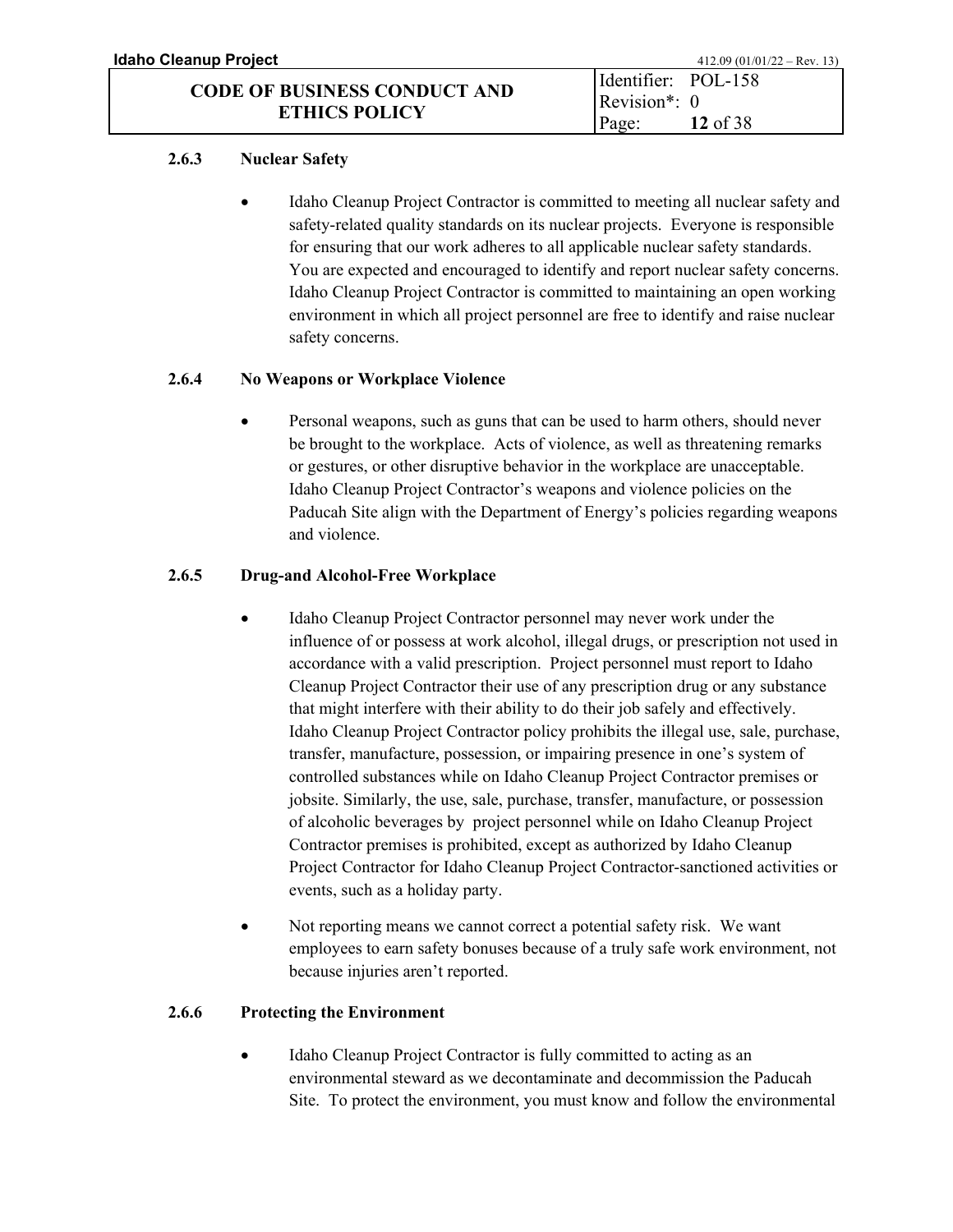### 2.6.3 Nuclear Safety

- Idaho Cleanup Project Contractor is committed to meeting all nuclear safety and safety-related quality standards on its nuclear projects. Everyone is responsible for ensuring that our work adheres to all applicable nuclear safety standards. You are expected and encouraged to identify and report nuclear safety concerns. Idaho Cleanup Project Contractor is committed to maintaining an open working environment in which all project personnel are free to identify and raise nuclear safety concerns.

### 2.6.4 No Weapons or Workplace Violence

- Personal weapons, such as guns that can be used to harm others, should never be brought to the workplace. Acts of violence, as well as threatening remarks or gestures, or other disruptive behavior in the workplace are unacceptable. Idaho Cleanup Project Contractor's weapons and violence policies on the Paducah Site align with the Department of Energy's policies regarding weapons and violence.

### 2.6.5 Drug-and Alcohol-Free Workplace

- Idaho Cleanup Project Contractor personnel may never work under the influence of or possess at work alcohol, illegal drugs, or prescription not used in accordance with a valid prescription. Project personnel must report to Idaho Cleanup Project Contractor their use of any prescription drug or any substance that might interfere with their ability to do their job safely and effectively. Idaho Cleanup Project Contractor policy prohibits the illegal use, sale, purchase, transfer, manufacture, possession, or impairing presence in one's system of controlled substances while on Idaho Cleanup Project Contractor premises or jobsite. Similarly, the use, sale, purchase, transfer, manufacture, or possession of alcoholic beverages by project personnel while on Idaho Cleanup Project Contractor premises is prohibited, except as authorized by Idaho Cleanup Project Contractor for Idaho Cleanup Project Contractor-sanctioned activities or events, such as a holiday party.
- Not reporting means we cannot correct a potential safety risk. We want employees to earn safety bonuses because of a truly safe work environment, not because injuries aren't reported.

### 2.6.6 Protecting the Environment

- Idaho Cleanup Project Contractor is fully committed to acting as an environmental steward as we decontaminate and decommission the Paducah Site. To protect the environment, you must know and follow the environmental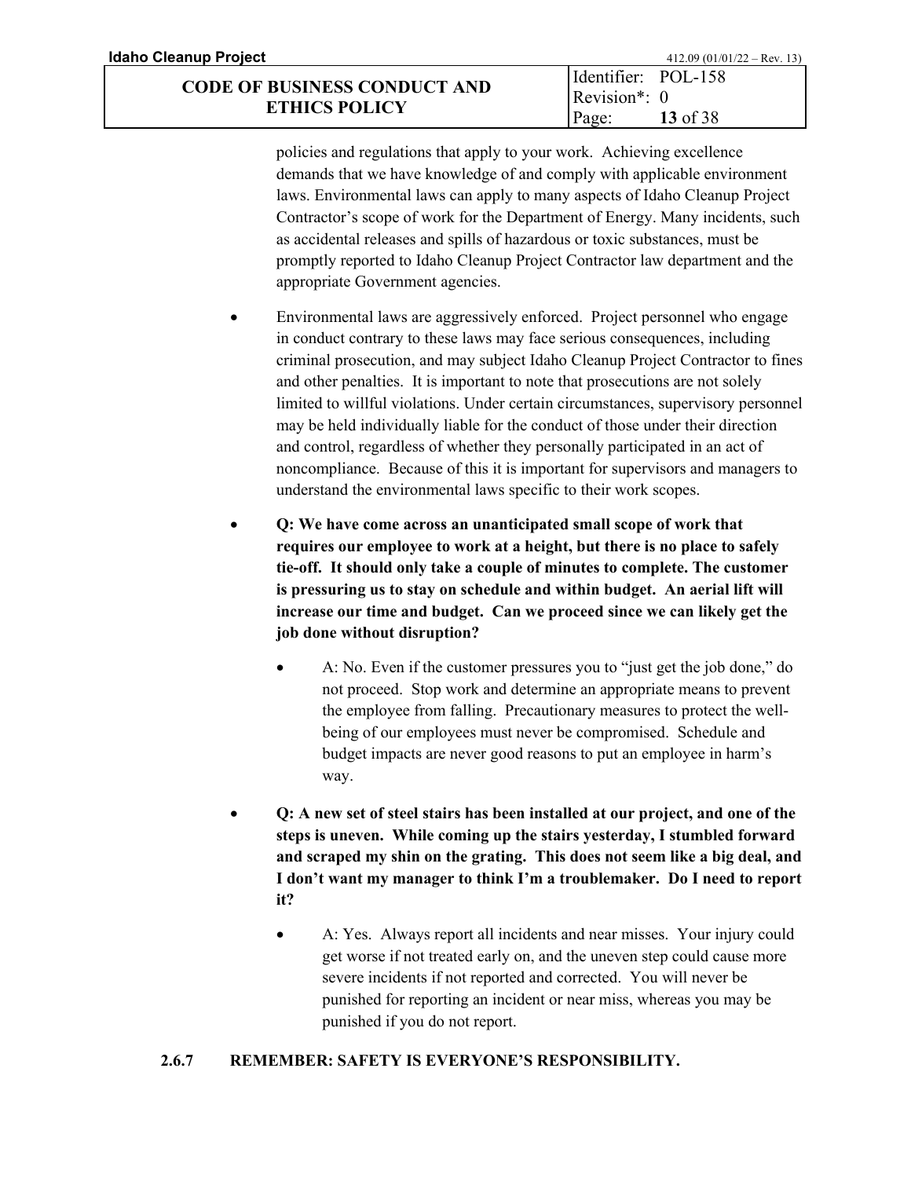policies and regulations that apply to your work. Achieving excellence demands that we have knowledge of and comply with applicable environment laws. Environmental laws can apply to many aspects of Idaho Cleanup Project Contractor's scope of work for the Department of Energy. Many incidents, such as accidental releases and spills of hazardous or toxic substances, must be promptly reported to Idaho Cleanup Project Contractor law department and the appropriate Government agencies.

- Environmental laws are aggressively enforced. Project personnel who engage in conduct contrary to these laws may face serious consequences, including criminal prosecution, and may subject Idaho Cleanup Project Contractor to fines and other penalties. It is important to note that prosecutions are not solely limited to willful violations. Under certain circumstances, supervisory personnel may be held individually liable for the conduct of those under their direction and control, regardless of whether they personally participated in an act of noncompliance. Because of this it is important for supervisors and managers to understand the environmental laws specific to their work scopes.

- **Q: We have come across an unanticipated small scope of work that requires our employee to work at a height, but there is no place to safely tie-off. It should only take a couple of minutes to complete. The customer is pressuring us to stay on schedule and within budget. An aerial lift will increase our time and budget. Can we proceed since we can likely get the job done without disruption?**

  - A: No. Even if the customer pressures you to "just get the job done," do not proceed. Stop work and determine an appropriate means to prevent the employee from falling. Precautionary measures to protect the well-being of our employees must never be compromised. Schedule and budget impacts are never good reasons to put an employee in harm's way.

- **Q: A new set of steel stairs has been installed at our project, and one of the steps is uneven. While coming up the stairs yesterday, I stumbled forward and scraped my shin on the grating. This does not seem like a big deal, and I don't want my manager to think I'm a troublemaker. Do I need to report it?**

  - A: Yes. Always report all incidents and near misses. Your injury could get worse if not treated early on, and the uneven step could cause more severe incidents if not reported and corrected. You will never be punished for reporting an incident or near miss, whereas you may be punished if you do not report.

### 2.6.7 REMEMBER: SAFETY IS EVERYONE'S RESPONSIBILITY.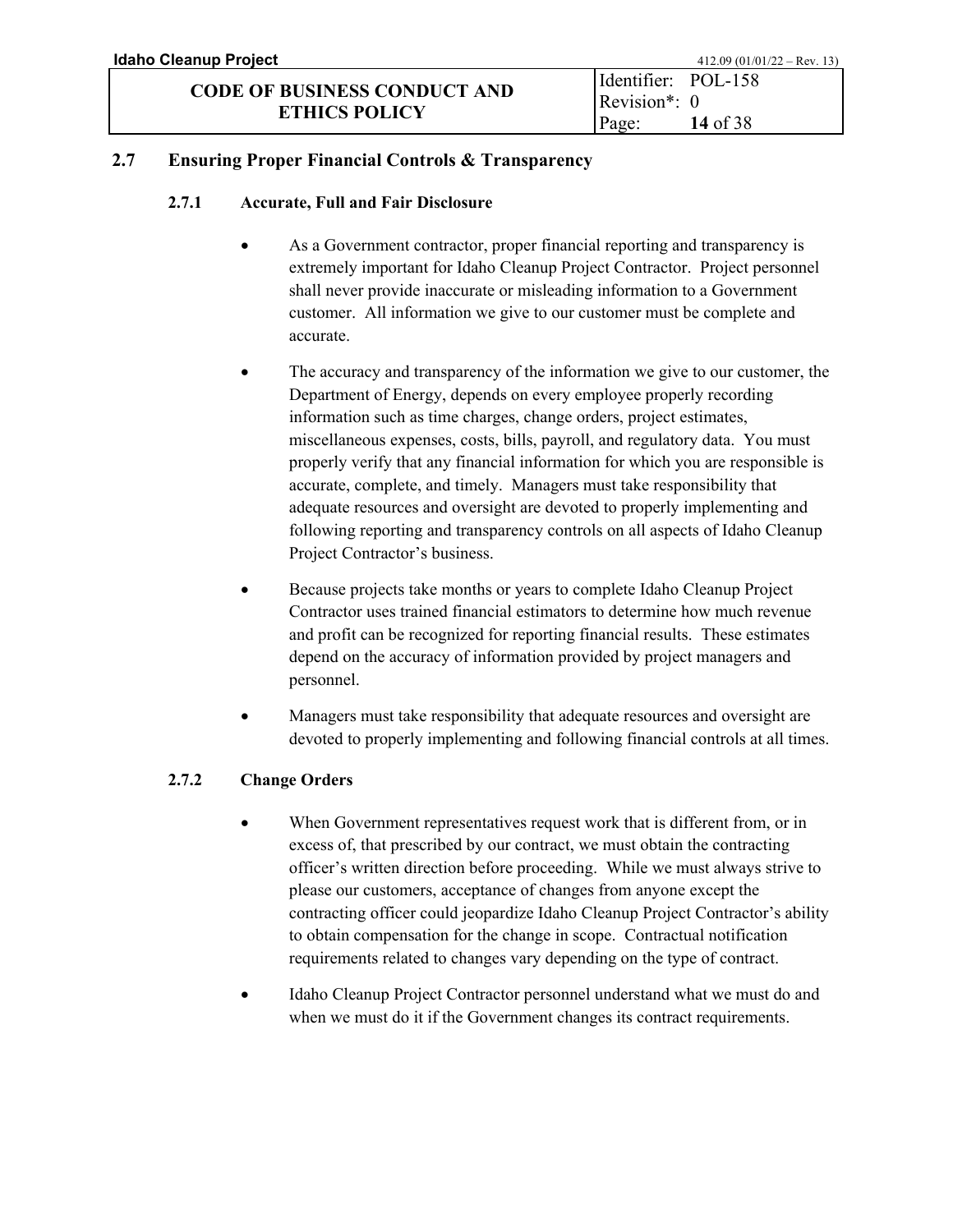## 2.7 Ensuring Proper Financial Controls & Transparency

### 2.7.1 Accurate, Full and Fair Disclosure

- As a Government contractor, proper financial reporting and transparency is extremely important for Idaho Cleanup Project Contractor. Project personnel shall never provide inaccurate or misleading information to a Government customer. All information we give to our customer must be complete and accurate.
- The accuracy and transparency of the information we give to our customer, the Department of Energy, depends on every employee properly recording information such as time charges, change orders, project estimates, miscellaneous expenses, costs, bills, payroll, and regulatory data. You must properly verify that any financial information for which you are responsible is accurate, complete, and timely. Managers must take responsibility that adequate resources and oversight are devoted to properly implementing and following reporting and transparency controls on all aspects of Idaho Cleanup Project Contractor's business.
- Because projects take months or years to complete Idaho Cleanup Project Contractor uses trained financial estimators to determine how much revenue and profit can be recognized for reporting financial results. These estimates depend on the accuracy of information provided by project managers and personnel.
- Managers must take responsibility that adequate resources and oversight are devoted to properly implementing and following financial controls at all times.

### 2.7.2 Change Orders

- When Government representatives request work that is different from, or in excess of, that prescribed by our contract, we must obtain the contracting officer's written direction before proceeding. While we must always strive to please our customers, acceptance of changes from anyone except the contracting officer could jeopardize Idaho Cleanup Project Contractor's ability to obtain compensation for the change in scope. Contractual notification requirements related to changes vary depending on the type of contract.
- Idaho Cleanup Project Contractor personnel understand what we must do and when we must do it if the Government changes its contract requirements.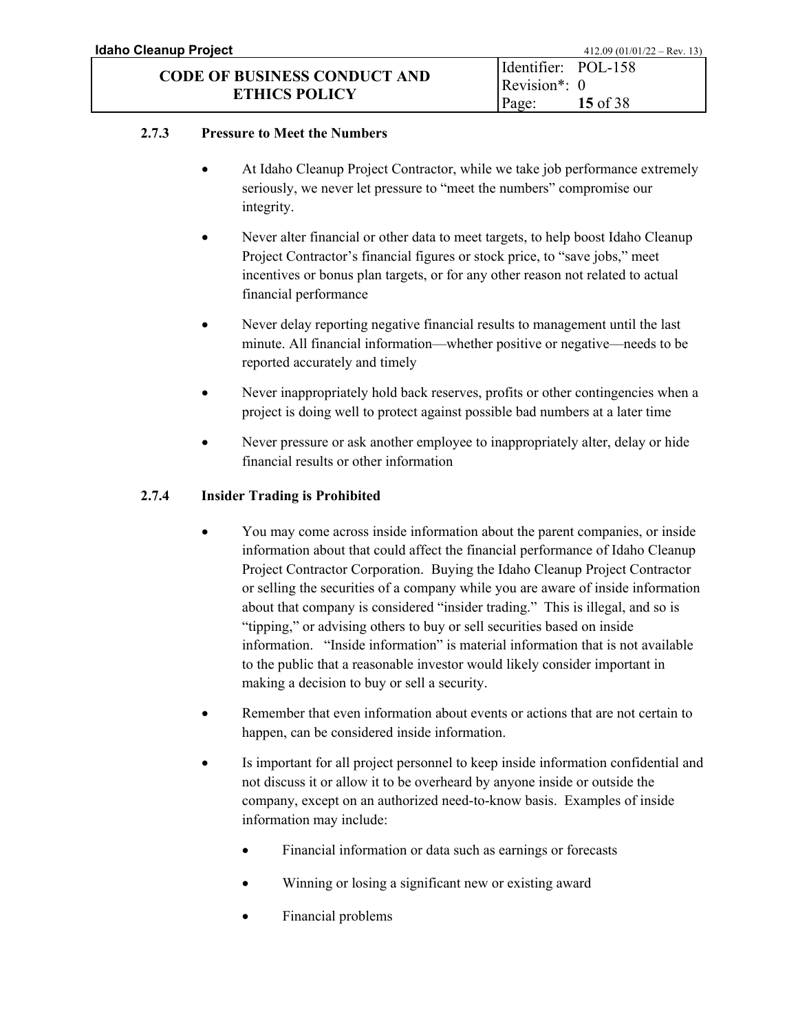### 2.7.3 Pressure to Meet the Numbers

- At Idaho Cleanup Project Contractor, while we take job performance extremely seriously, we never let pressure to "meet the numbers" compromise our integrity.
- Never alter financial or other data to meet targets, to help boost Idaho Cleanup Project Contractor's financial figures or stock price, to "save jobs," meet incentives or bonus plan targets, or for any other reason not related to actual financial performance
- Never delay reporting negative financial results to management until the last minute. All financial information—whether positive or negative—needs to be reported accurately and timely
- Never inappropriately hold back reserves, profits or other contingencies when a project is doing well to protect against possible bad numbers at a later time
- Never pressure or ask another employee to inappropriately alter, delay or hide financial results or other information

### 2.7.4 Insider Trading is Prohibited

- You may come across inside information about the parent companies, or inside information about that could affect the financial performance of Idaho Cleanup Project Contractor Corporation. Buying the Idaho Cleanup Project Contractor or selling the securities of a company while you are aware of inside information about that company is considered "insider trading." This is illegal, and so is "tipping," or advising others to buy or sell securities based on inside information. "Inside information" is material information that is not available to the public that a reasonable investor would likely consider important in making a decision to buy or sell a security.
- Remember that even information about events or actions that are not certain to happen, can be considered inside information.
- Is important for all project personnel to keep inside information confidential and not discuss it or allow it to be overheard by anyone inside or outside the company, except on an authorized need-to-know basis. Examples of inside information may include:
  - Financial information or data such as earnings or forecasts
  - Winning or losing a significant new or existing award
  - Financial problems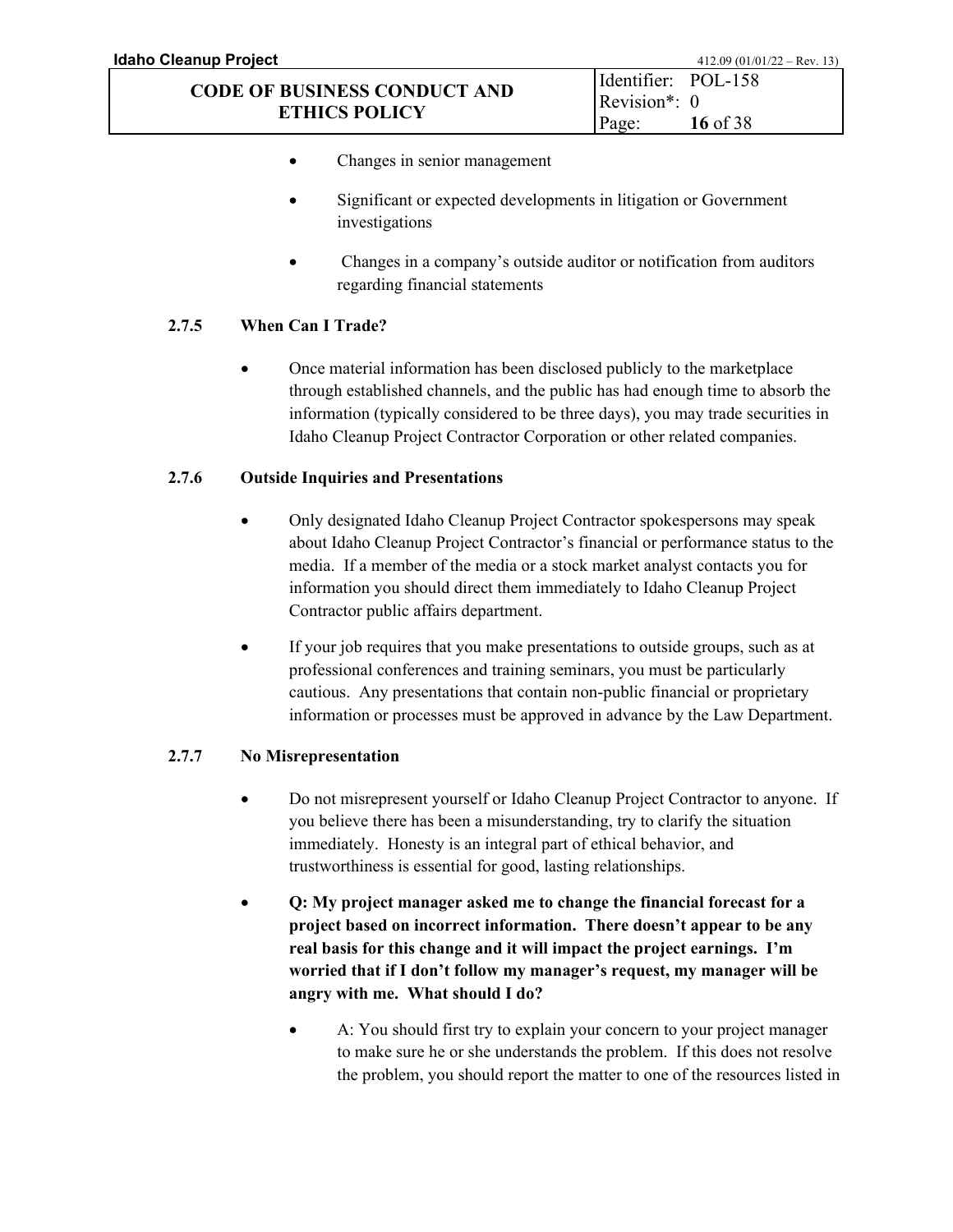- Changes in senior management
- Significant or expected developments in litigation or Government investigations
- Changes in a company's outside auditor or notification from auditors regarding financial statements

### 2.7.5 When Can I Trade?

- Once material information has been disclosed publicly to the marketplace through established channels, and the public has had enough time to absorb the information (typically considered to be three days), you may trade securities in Idaho Cleanup Project Contractor Corporation or other related companies.

### 2.7.6 Outside Inquiries and Presentations

- Only designated Idaho Cleanup Project Contractor spokespersons may speak about Idaho Cleanup Project Contractor's financial or performance status to the media. If a member of the media or a stock market analyst contacts you for information you should direct them immediately to Idaho Cleanup Project Contractor public affairs department.
- If your job requires that you make presentations to outside groups, such as at professional conferences and training seminars, you must be particularly cautious. Any presentations that contain non-public financial or proprietary information or processes must be approved in advance by the Law Department.

### 2.7.7 No Misrepresentation

- Do not misrepresent yourself or Idaho Cleanup Project Contractor to anyone. If you believe there has been a misunderstanding, try to clarify the situation immediately. Honesty is an integral part of ethical behavior, and trustworthiness is essential for good, lasting relationships.
- **Q: My project manager asked me to change the financial forecast for a project based on incorrect information. There doesn't appear to be any real basis for this change and it will impact the project earnings. I'm worried that if I don't follow my manager's request, my manager will be angry with me. What should I do?**
  - A: You should first try to explain your concern to your project manager to make sure he or she understands the problem. If this does not resolve the problem, you should report the matter to one of the resources listed in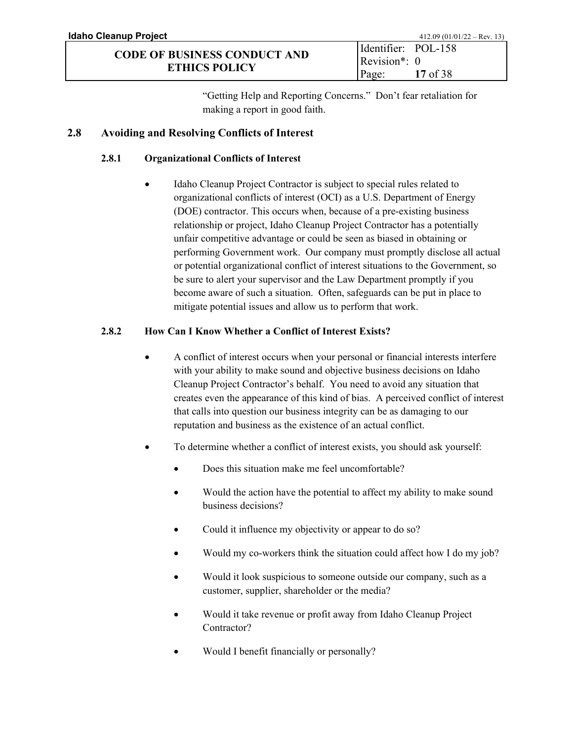"Getting Help and Reporting Concerns." Don't fear retaliation for making a report in good faith.

## 2.8 Avoiding and Resolving Conflicts of Interest

### 2.8.1 Organizational Conflicts of Interest

- Idaho Cleanup Project Contractor is subject to special rules related to organizational conflicts of interest (OCI) as a U.S. Department of Energy (DOE) contractor. This occurs when, because of a pre-existing business relationship or project, Idaho Cleanup Project Contractor has a potentially unfair competitive advantage or could be seen as biased in obtaining or performing Government work. Our company must promptly disclose all actual or potential organizational conflict of interest situations to the Government, so be sure to alert your supervisor and the Law Department promptly if you become aware of such a situation. Often, safeguards can be put in place to mitigate potential issues and allow us to perform that work.

### 2.8.2 How Can I Know Whether a Conflict of Interest Exists?

- A conflict of interest occurs when your personal or financial interests interfere with your ability to make sound and objective business decisions on Idaho Cleanup Project Contractor's behalf. You need to avoid any situation that creates even the appearance of this kind of bias. A perceived conflict of interest that calls into question our business integrity can be as damaging to our reputation and business as the existence of an actual conflict.
- To determine whether a conflict of interest exists, you should ask yourself:
  - Does this situation make me feel uncomfortable?
  - Would the action have the potential to affect my ability to make sound business decisions?
  - Could it influence my objectivity or appear to do so?
  - Would my co-workers think the situation could affect how I do my job?
  - Would it look suspicious to someone outside our company, such as a customer, supplier, shareholder or the media?
  - Would it take revenue or profit away from Idaho Cleanup Project Contractor?
  - Would I benefit financially or personally?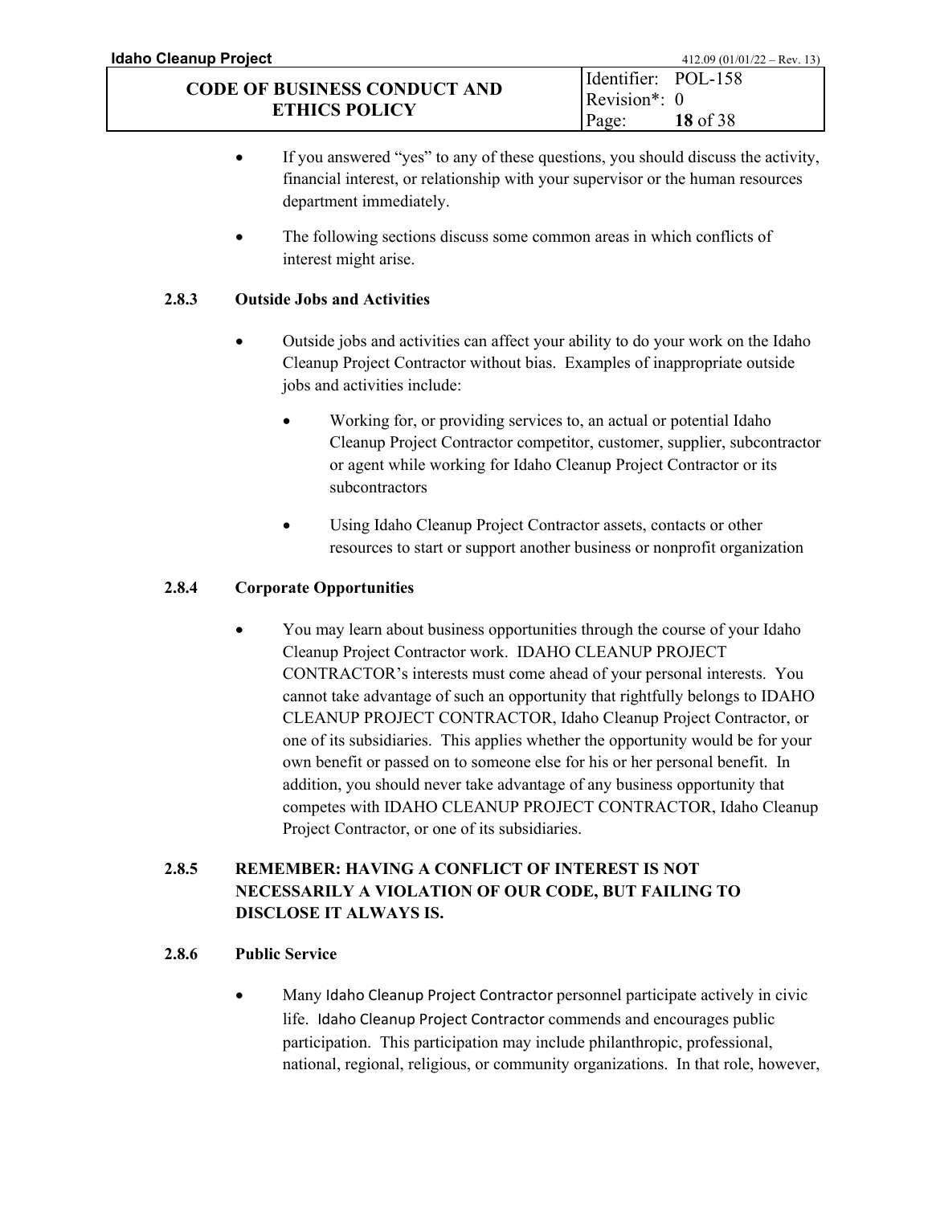- If you answered "yes" to any of these questions, you should discuss the activity, financial interest, or relationship with your supervisor or the human resources department immediately.
- The following sections discuss some common areas in which conflicts of interest might arise.

### 2.8.3 Outside Jobs and Activities

- Outside jobs and activities can affect your ability to do your work on the Idaho Cleanup Project Contractor without bias. Examples of inappropriate outside jobs and activities include:
  - Working for, or providing services to, an actual or potential Idaho Cleanup Project Contractor competitor, customer, supplier, subcontractor or agent while working for Idaho Cleanup Project Contractor or its subcontractors
  - Using Idaho Cleanup Project Contractor assets, contacts or other resources to start or support another business or nonprofit organization

### 2.8.4 Corporate Opportunities

- You may learn about business opportunities through the course of your Idaho Cleanup Project Contractor work. IDAHO CLEANUP PROJECT CONTRACTOR's interests must come ahead of your personal interests. You cannot take advantage of such an opportunity that rightfully belongs to IDAHO CLEANUP PROJECT CONTRACTOR, Idaho Cleanup Project Contractor, or one of its subsidiaries. This applies whether the opportunity would be for your own benefit or passed on to someone else for his or her personal benefit. In addition, you should never take advantage of any business opportunity that competes with IDAHO CLEANUP PROJECT CONTRACTOR, Idaho Cleanup Project Contractor, or one of its subsidiaries.

### 2.8.5 REMEMBER: HAVING A CONFLICT OF INTEREST IS NOT NECESSARILY A VIOLATION OF OUR CODE, BUT FAILING TO DISCLOSE IT ALWAYS IS.

### 2.8.6 Public Service

- Many Idaho Cleanup Project Contractor personnel participate actively in civic life. Idaho Cleanup Project Contractor commends and encourages public participation. This participation may include philanthropic, professional, national, regional, religious, or community organizations. In that role, however,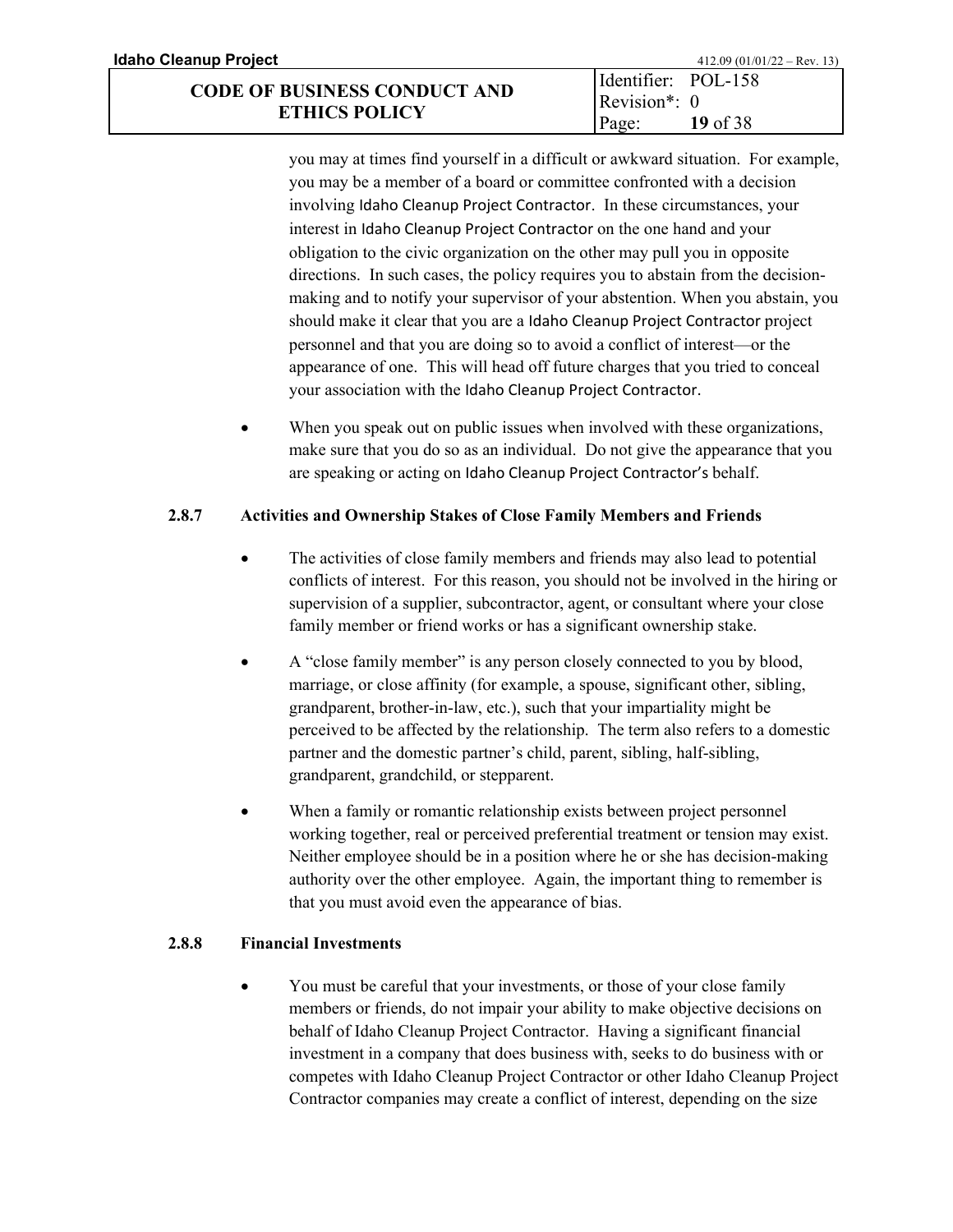you may at times find yourself in a difficult or awkward situation. For example, you may be a member of a board or committee confronted with a decision involving Idaho Cleanup Project Contractor. In these circumstances, your interest in Idaho Cleanup Project Contractor on the one hand and your obligation to the civic organization on the other may pull you in opposite directions. In such cases, the policy requires you to abstain from the decision-making and to notify your supervisor of your abstention. When you abstain, you should make it clear that you are a Idaho Cleanup Project Contractor project personnel and that you are doing so to avoid a conflict of interest—or the appearance of one. This will head off future charges that you tried to conceal your association with the Idaho Cleanup Project Contractor.

- When you speak out on public issues when involved with these organizations, make sure that you do so as an individual. Do not give the appearance that you are speaking or acting on Idaho Cleanup Project Contractor's behalf.

### 2.8.7 Activities and Ownership Stakes of Close Family Members and Friends

- The activities of close family members and friends may also lead to potential conflicts of interest. For this reason, you should not be involved in the hiring or supervision of a supplier, subcontractor, agent, or consultant where your close family member or friend works or has a significant ownership stake.
- A "close family member" is any person closely connected to you by blood, marriage, or close affinity (for example, a spouse, significant other, sibling, grandparent, brother-in-law, etc.), such that your impartiality might be perceived to be affected by the relationship. The term also refers to a domestic partner and the domestic partner's child, parent, sibling, half-sibling, grandparent, grandchild, or stepparent.
- When a family or romantic relationship exists between project personnel working together, real or perceived preferential treatment or tension may exist. Neither employee should be in a position where he or she has decision-making authority over the other employee. Again, the important thing to remember is that you must avoid even the appearance of bias.

### 2.8.8 Financial Investments

- You must be careful that your investments, or those of your close family members or friends, do not impair your ability to make objective decisions on behalf of Idaho Cleanup Project Contractor. Having a significant financial investment in a company that does business with, seeks to do business with or competes with Idaho Cleanup Project Contractor or other Idaho Cleanup Project Contractor companies may create a conflict of interest, depending on the size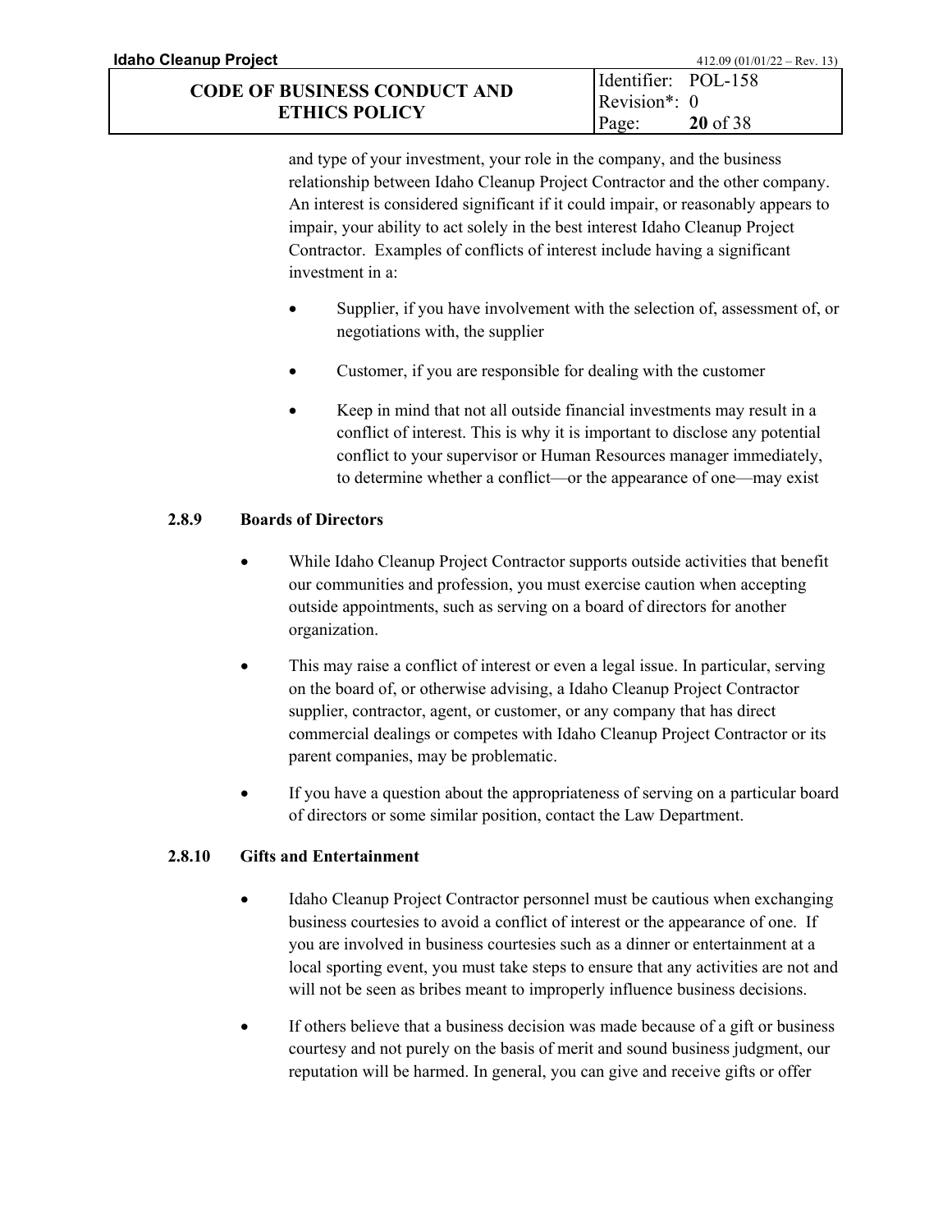and type of your investment, your role in the company, and the business relationship between Idaho Cleanup Project Contractor and the other company. An interest is considered significant if it could impair, or reasonably appears to impair, your ability to act solely in the best interest Idaho Cleanup Project Contractor. Examples of conflicts of interest include having a significant investment in a:

- Supplier, if you have involvement with the selection of, assessment of, or negotiations with, the supplier
- Customer, if you are responsible for dealing with the customer
- Keep in mind that not all outside financial investments may result in a conflict of interest. This is why it is important to disclose any potential conflict to your supervisor or Human Resources manager immediately, to determine whether a conflict—or the appearance of one—may exist

### 2.8.9 Boards of Directors

- While Idaho Cleanup Project Contractor supports outside activities that benefit our communities and profession, you must exercise caution when accepting outside appointments, such as serving on a board of directors for another organization.
- This may raise a conflict of interest or even a legal issue. In particular, serving on the board of, or otherwise advising, a Idaho Cleanup Project Contractor supplier, contractor, agent, or customer, or any company that has direct commercial dealings or competes with Idaho Cleanup Project Contractor or its parent companies, may be problematic.
- If you have a question about the appropriateness of serving on a particular board of directors or some similar position, contact the Law Department.

### 2.8.10 Gifts and Entertainment

- Idaho Cleanup Project Contractor personnel must be cautious when exchanging business courtesies to avoid a conflict of interest or the appearance of one. If you are involved in business courtesies such as a dinner or entertainment at a local sporting event, you must take steps to ensure that any activities are not and will not be seen as bribes meant to improperly influence business decisions.
- If others believe that a business decision was made because of a gift or business courtesy and not purely on the basis of merit and sound business judgment, our reputation will be harmed. In general, you can give and receive gifts or offer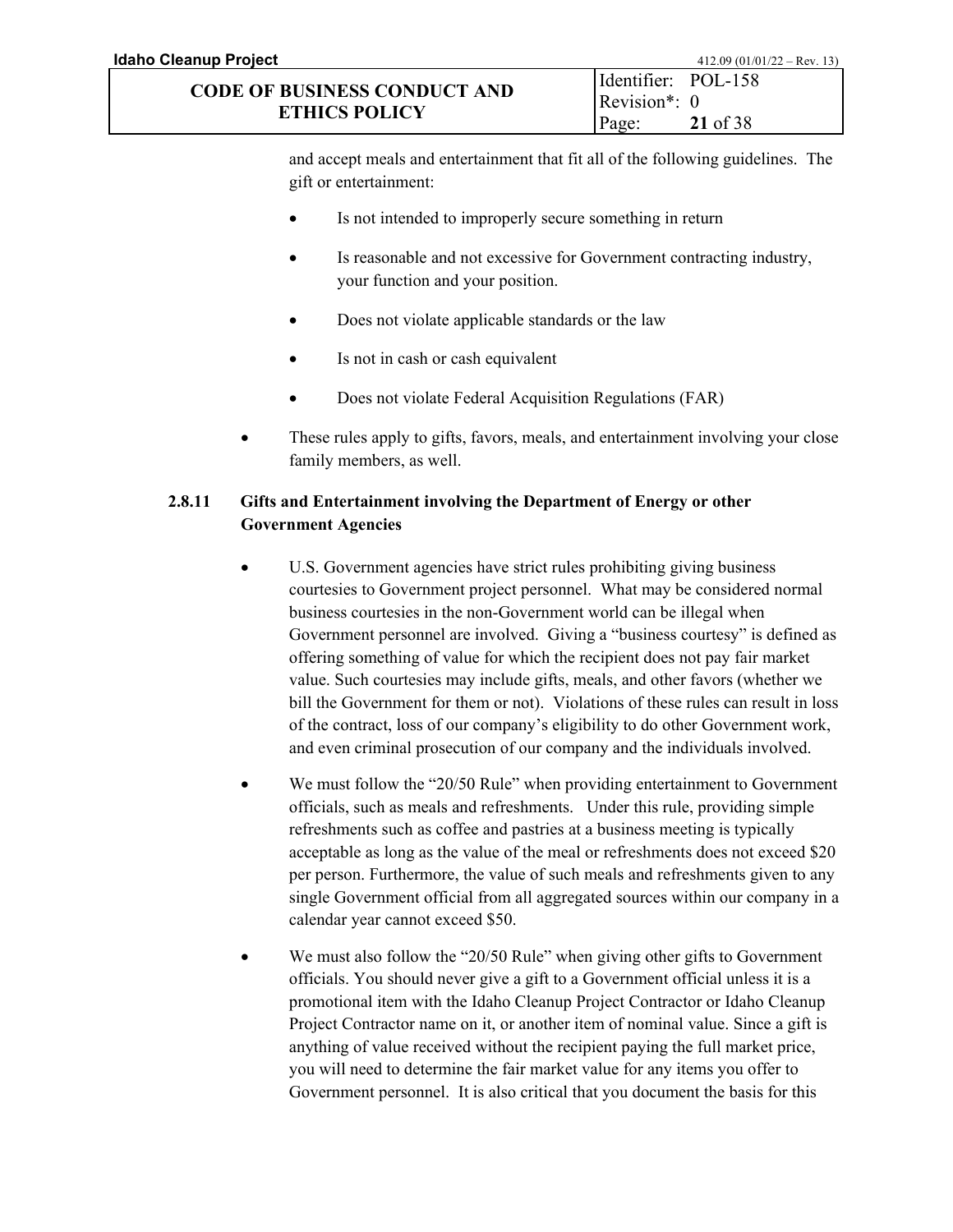and accept meals and entertainment that fit all of the following guidelines. The gift or entertainment:

- Is not intended to improperly secure something in return
- Is reasonable and not excessive for Government contracting industry, your function and your position.
- Does not violate applicable standards or the law
- Is not in cash or cash equivalent
- Does not violate Federal Acquisition Regulations (FAR)

- These rules apply to gifts, favors, meals, and entertainment involving your close family members, as well.

### 2.8.11 Gifts and Entertainment involving the Department of Energy or other Government Agencies

- U.S. Government agencies have strict rules prohibiting giving business courtesies to Government project personnel. What may be considered normal business courtesies in the non-Government world can be illegal when Government personnel are involved. Giving a "business courtesy" is defined as offering something of value for which the recipient does not pay fair market value. Such courtesies may include gifts, meals, and other favors (whether we bill the Government for them or not). Violations of these rules can result in loss of the contract, loss of our company's eligibility to do other Government work, and even criminal prosecution of our company and the individuals involved.
- We must follow the "20/50 Rule" when providing entertainment to Government officials, such as meals and refreshments. Under this rule, providing simple refreshments such as coffee and pastries at a business meeting is typically acceptable as long as the value of the meal or refreshments does not exceed $20 per person. Furthermore, the value of such meals and refreshments given to any single Government official from all aggregated sources within our company in a calendar year cannot exceed $50.
- We must also follow the "20/50 Rule" when giving other gifts to Government officials. You should never give a gift to a Government official unless it is a promotional item with the Idaho Cleanup Project Contractor or Idaho Cleanup Project Contractor name on it, or another item of nominal value. Since a gift is anything of value received without the recipient paying the full market price, you will need to determine the fair market value for any items you offer to Government personnel. It is also critical that you document the basis for this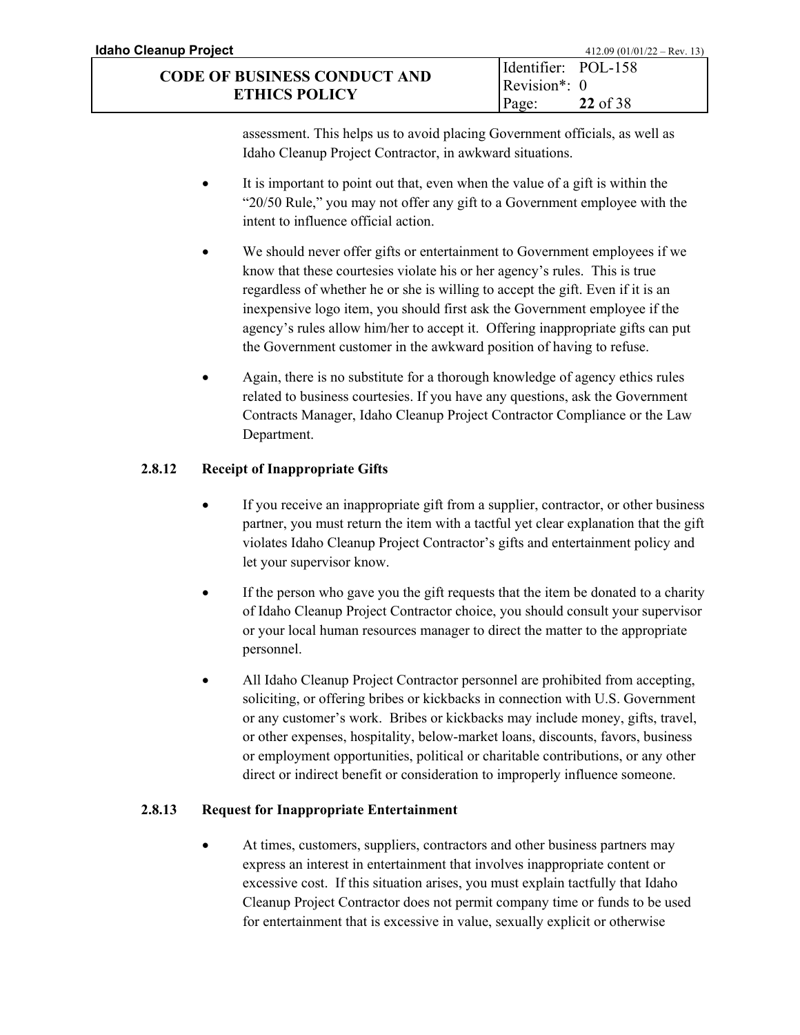assessment. This helps us to avoid placing Government officials, as well as Idaho Cleanup Project Contractor, in awkward situations.

- It is important to point out that, even when the value of a gift is within the "20/50 Rule," you may not offer any gift to a Government employee with the intent to influence official action.
- We should never offer gifts or entertainment to Government employees if we know that these courtesies violate his or her agency's rules. This is true regardless of whether he or she is willing to accept the gift. Even if it is an inexpensive logo item, you should first ask the Government employee if the agency's rules allow him/her to accept it. Offering inappropriate gifts can put the Government customer in the awkward position of having to refuse.
- Again, there is no substitute for a thorough knowledge of agency ethics rules related to business courtesies. If you have any questions, ask the Government Contracts Manager, Idaho Cleanup Project Contractor Compliance or the Law Department.

### 2.8.12 Receipt of Inappropriate Gifts

- If you receive an inappropriate gift from a supplier, contractor, or other business partner, you must return the item with a tactful yet clear explanation that the gift violates Idaho Cleanup Project Contractor's gifts and entertainment policy and let your supervisor know.
- If the person who gave you the gift requests that the item be donated to a charity of Idaho Cleanup Project Contractor choice, you should consult your supervisor or your local human resources manager to direct the matter to the appropriate personnel.
- All Idaho Cleanup Project Contractor personnel are prohibited from accepting, soliciting, or offering bribes or kickbacks in connection with U.S. Government or any customer's work. Bribes or kickbacks may include money, gifts, travel, or other expenses, hospitality, below-market loans, discounts, favors, business or employment opportunities, political or charitable contributions, or any other direct or indirect benefit or consideration to improperly influence someone.

### 2.8.13 Request for Inappropriate Entertainment

- At times, customers, suppliers, contractors and other business partners may express an interest in entertainment that involves inappropriate content or excessive cost. If this situation arises, you must explain tactfully that Idaho Cleanup Project Contractor does not permit company time or funds to be used for entertainment that is excessive in value, sexually explicit or otherwise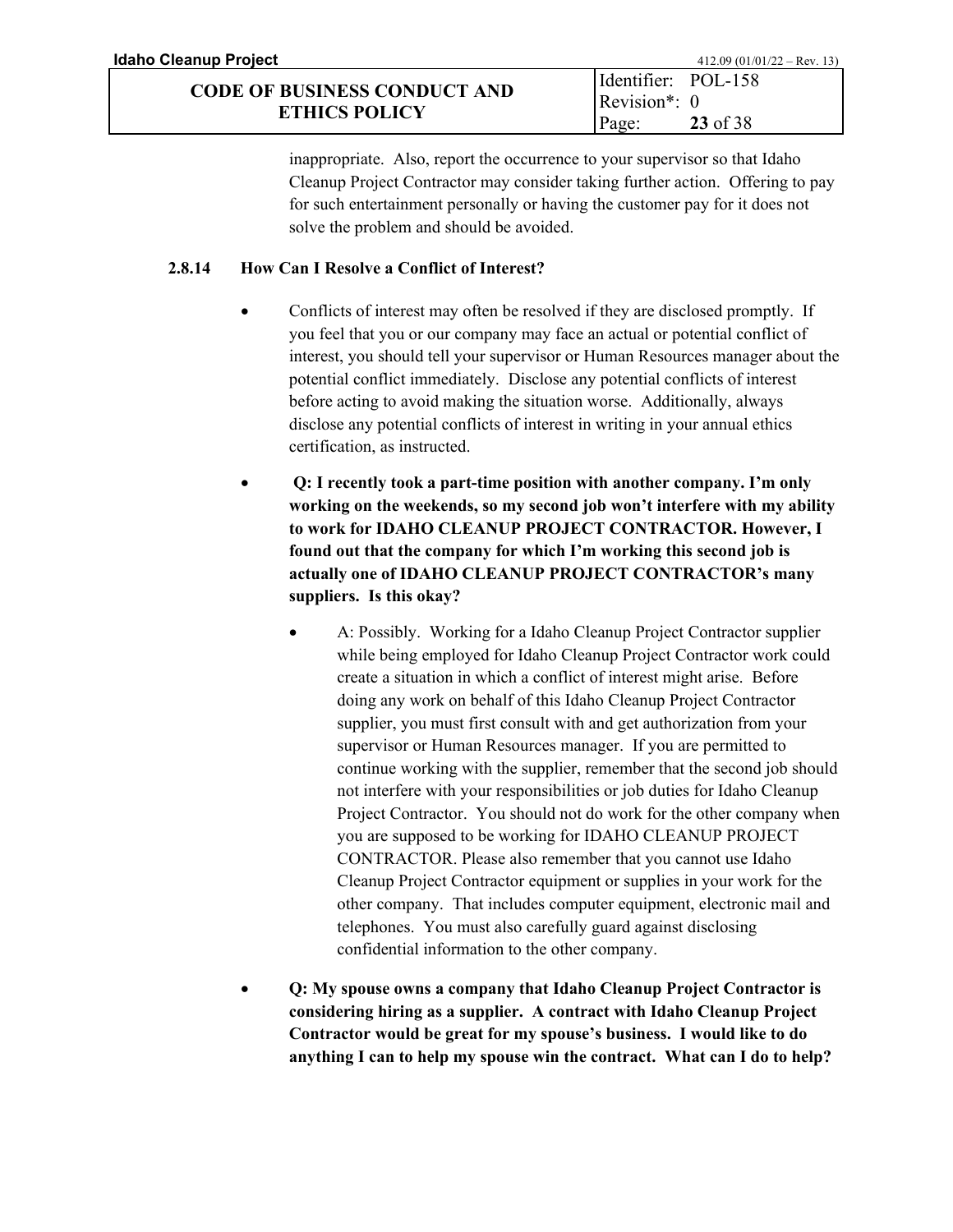inappropriate. Also, report the occurrence to your supervisor so that Idaho Cleanup Project Contractor may consider taking further action. Offering to pay for such entertainment personally or having the customer pay for it does not solve the problem and should be avoided.

### 2.8.14 How Can I Resolve a Conflict of Interest?

- Conflicts of interest may often be resolved if they are disclosed promptly. If you feel that you or our company may face an actual or potential conflict of interest, you should tell your supervisor or Human Resources manager about the potential conflict immediately. Disclose any potential conflicts of interest before acting to avoid making the situation worse. Additionally, always disclose any potential conflicts of interest in writing in your annual ethics certification, as instructed.
- **Q: I recently took a part-time position with another company. I'm only working on the weekends, so my second job won't interfere with my ability to work for IDAHO CLEANUP PROJECT CONTRACTOR. However, I found out that the company for which I'm working this second job is actually one of IDAHO CLEANUP PROJECT CONTRACTOR's many suppliers. Is this okay?**
  - A: Possibly. Working for a Idaho Cleanup Project Contractor supplier while being employed for Idaho Cleanup Project Contractor work could create a situation in which a conflict of interest might arise. Before doing any work on behalf of this Idaho Cleanup Project Contractor supplier, you must first consult with and get authorization from your supervisor or Human Resources manager. If you are permitted to continue working with the supplier, remember that the second job should not interfere with your responsibilities or job duties for Idaho Cleanup Project Contractor. You should not do work for the other company when you are supposed to be working for IDAHO CLEANUP PROJECT CONTRACTOR. Please also remember that you cannot use Idaho Cleanup Project Contractor equipment or supplies in your work for the other company. That includes computer equipment, electronic mail and telephones. You must also carefully guard against disclosing confidential information to the other company.
- **Q: My spouse owns a company that Idaho Cleanup Project Contractor is considering hiring as a supplier. A contract with Idaho Cleanup Project Contractor would be great for my spouse's business. I would like to do anything I can to help my spouse win the contract. What can I do to help?**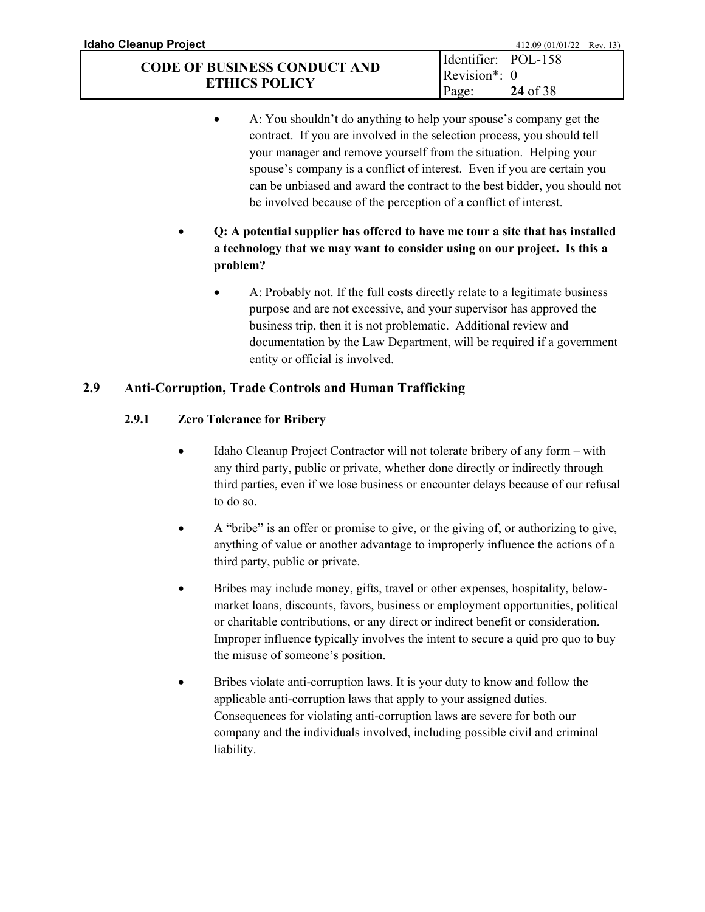- A: You shouldn't do anything to help your spouse's company get the contract. If you are involved in the selection process, you should tell your manager and remove yourself from the situation. Helping your spouse's company is a conflict of interest. Even if you are certain you can be unbiased and award the contract to the best bidder, you should not be involved because of the perception of a conflict of interest.

- **Q: A potential supplier has offered to have me tour a site that has installed a technology that we may want to consider using on our project. Is this a problem?**

  - A: Probably not. If the full costs directly relate to a legitimate business purpose and are not excessive, and your supervisor has approved the business trip, then it is not problematic. Additional review and documentation by the Law Department, will be required if a government entity or official is involved.

## 2.9 Anti-Corruption, Trade Controls and Human Trafficking

### 2.9.1 Zero Tolerance for Bribery

- Idaho Cleanup Project Contractor will not tolerate bribery of any form – with any third party, public or private, whether done directly or indirectly through third parties, even if we lose business or encounter delays because of our refusal to do so.

- A "bribe" is an offer or promise to give, or the giving of, or authorizing to give, anything of value or another advantage to improperly influence the actions of a third party, public or private.

- Bribes may include money, gifts, travel or other expenses, hospitality, below-market loans, discounts, favors, business or employment opportunities, political or charitable contributions, or any direct or indirect benefit or consideration. Improper influence typically involves the intent to secure a quid pro quo to buy the misuse of someone's position.

- Bribes violate anti-corruption laws. It is your duty to know and follow the applicable anti-corruption laws that apply to your assigned duties. Consequences for violating anti-corruption laws are severe for both our company and the individuals involved, including possible civil and criminal liability.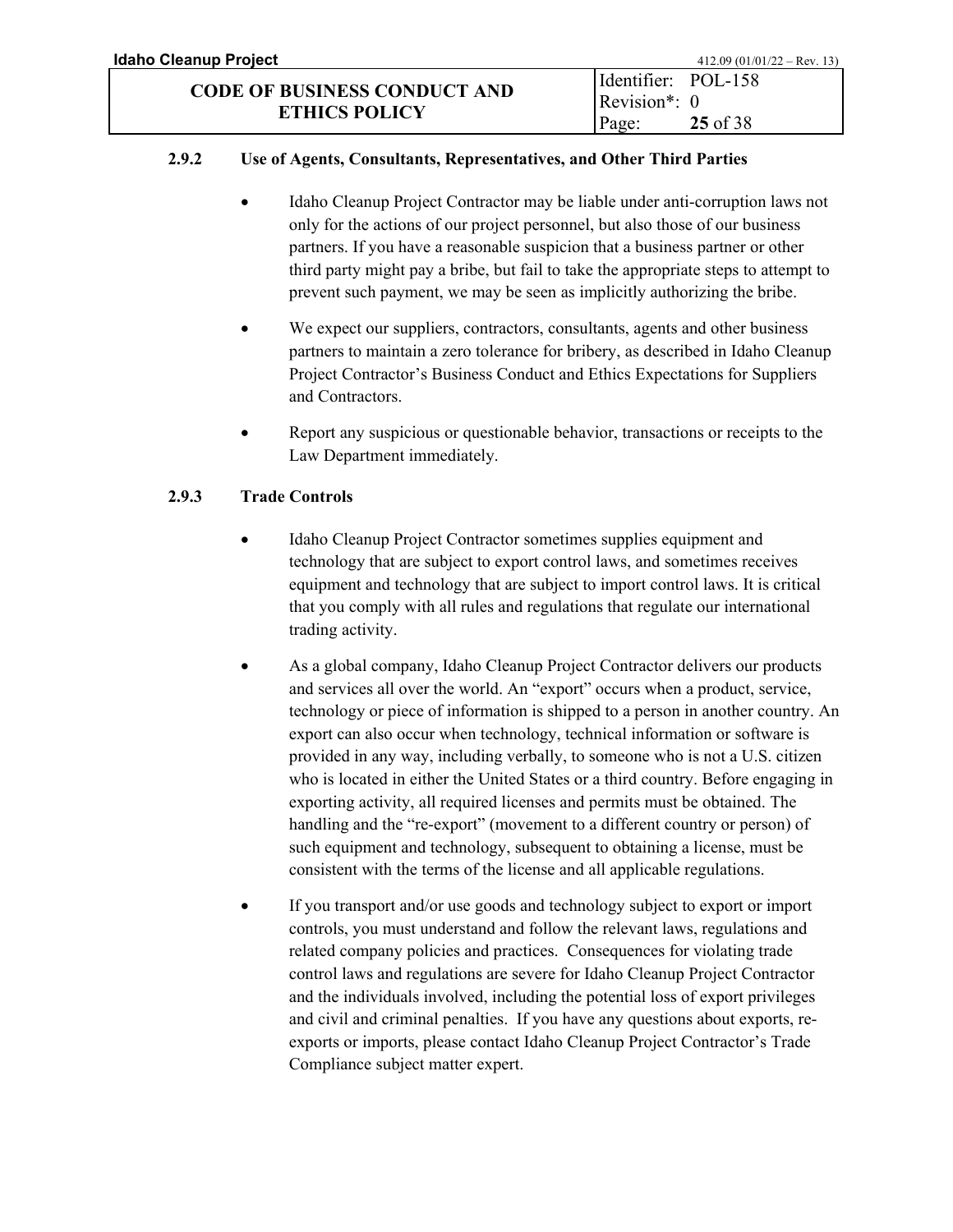### 2.9.2 Use of Agents, Consultants, Representatives, and Other Third Parties

- Idaho Cleanup Project Contractor may be liable under anti-corruption laws not only for the actions of our project personnel, but also those of our business partners. If you have a reasonable suspicion that a business partner or other third party might pay a bribe, but fail to take the appropriate steps to attempt to prevent such payment, we may be seen as implicitly authorizing the bribe.
- We expect our suppliers, contractors, consultants, agents and other business partners to maintain a zero tolerance for bribery, as described in Idaho Cleanup Project Contractor's Business Conduct and Ethics Expectations for Suppliers and Contractors.
- Report any suspicious or questionable behavior, transactions or receipts to the Law Department immediately.

### 2.9.3 Trade Controls

- Idaho Cleanup Project Contractor sometimes supplies equipment and technology that are subject to export control laws, and sometimes receives equipment and technology that are subject to import control laws. It is critical that you comply with all rules and regulations that regulate our international trading activity.
- As a global company, Idaho Cleanup Project Contractor delivers our products and services all over the world. An "export" occurs when a product, service, technology or piece of information is shipped to a person in another country. An export can also occur when technology, technical information or software is provided in any way, including verbally, to someone who is not a U.S. citizen who is located in either the United States or a third country. Before engaging in exporting activity, all required licenses and permits must be obtained. The handling and the "re-export" (movement to a different country or person) of such equipment and technology, subsequent to obtaining a license, must be consistent with the terms of the license and all applicable regulations.
- If you transport and/or use goods and technology subject to export or import controls, you must understand and follow the relevant laws, regulations and related company policies and practices. Consequences for violating trade control laws and regulations are severe for Idaho Cleanup Project Contractor and the individuals involved, including the potential loss of export privileges and civil and criminal penalties. If you have any questions about exports, re-exports or imports, please contact Idaho Cleanup Project Contractor's Trade Compliance subject matter expert.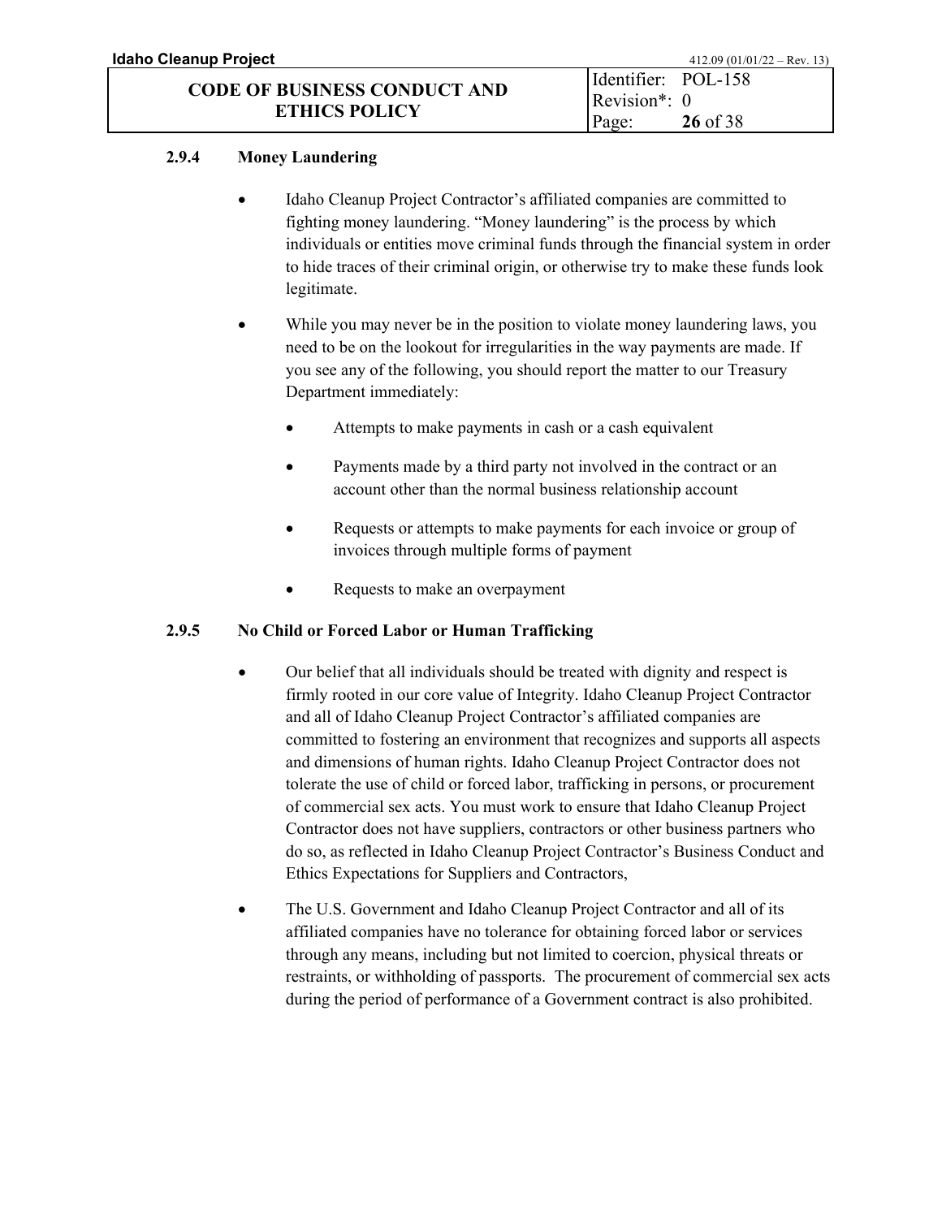### 2.9.4 Money Laundering

- Idaho Cleanup Project Contractor's affiliated companies are committed to fighting money laundering. "Money laundering" is the process by which individuals or entities move criminal funds through the financial system in order to hide traces of their criminal origin, or otherwise try to make these funds look legitimate.
- While you may never be in the position to violate money laundering laws, you need to be on the lookout for irregularities in the way payments are made. If you see any of the following, you should report the matter to our Treasury Department immediately:
  - Attempts to make payments in cash or a cash equivalent
  - Payments made by a third party not involved in the contract or an account other than the normal business relationship account
  - Requests or attempts to make payments for each invoice or group of invoices through multiple forms of payment
  - Requests to make an overpayment

### 2.9.5 No Child or Forced Labor or Human Trafficking

- Our belief that all individuals should be treated with dignity and respect is firmly rooted in our core value of Integrity. Idaho Cleanup Project Contractor and all of Idaho Cleanup Project Contractor's affiliated companies are committed to fostering an environment that recognizes and supports all aspects and dimensions of human rights. Idaho Cleanup Project Contractor does not tolerate the use of child or forced labor, trafficking in persons, or procurement of commercial sex acts. You must work to ensure that Idaho Cleanup Project Contractor does not have suppliers, contractors or other business partners who do so, as reflected in Idaho Cleanup Project Contractor's Business Conduct and Ethics Expectations for Suppliers and Contractors,
- The U.S. Government and Idaho Cleanup Project Contractor and all of its affiliated companies have no tolerance for obtaining forced labor or services through any means, including but not limited to coercion, physical threats or restraints, or withholding of passports. The procurement of commercial sex acts during the period of performance of a Government contract is also prohibited.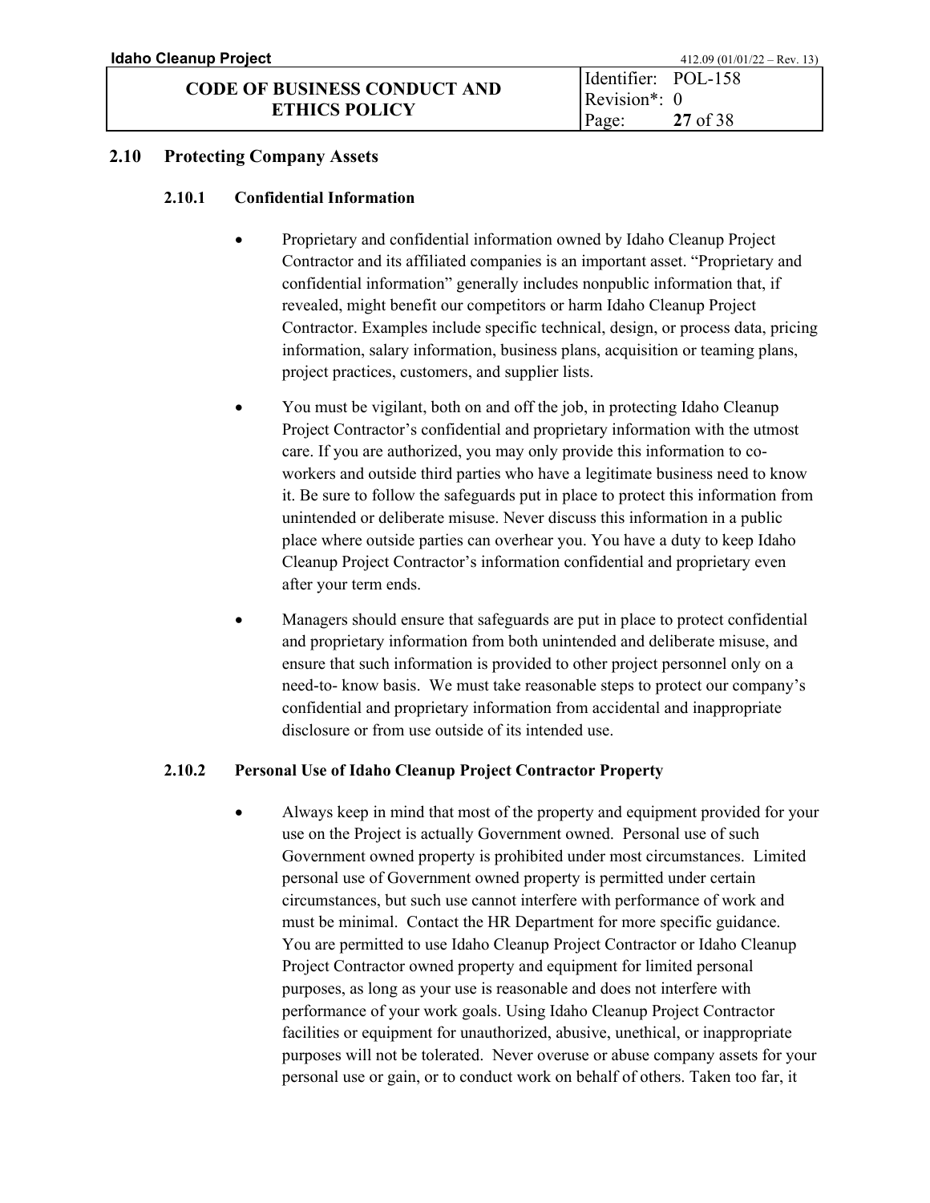## 2.10 Protecting Company Assets

### 2.10.1 Confidential Information

- Proprietary and confidential information owned by Idaho Cleanup Project Contractor and its affiliated companies is an important asset. "Proprietary and confidential information" generally includes nonpublic information that, if revealed, might benefit our competitors or harm Idaho Cleanup Project Contractor. Examples include specific technical, design, or process data, pricing information, salary information, business plans, acquisition or teaming plans, project practices, customers, and supplier lists.

- You must be vigilant, both on and off the job, in protecting Idaho Cleanup Project Contractor's confidential and proprietary information with the utmost care. If you are authorized, you may only provide this information to co-workers and outside third parties who have a legitimate business need to know it. Be sure to follow the safeguards put in place to protect this information from unintended or deliberate misuse. Never discuss this information in a public place where outside parties can overhear you. You have a duty to keep Idaho Cleanup Project Contractor's information confidential and proprietary even after your term ends.

- Managers should ensure that safeguards are put in place to protect confidential and proprietary information from both unintended and deliberate misuse, and ensure that such information is provided to other project personnel only on a need-to- know basis. We must take reasonable steps to protect our company's confidential and proprietary information from accidental and inappropriate disclosure or from use outside of its intended use.

### 2.10.2 Personal Use of Idaho Cleanup Project Contractor Property

- Always keep in mind that most of the property and equipment provided for your use on the Project is actually Government owned. Personal use of such Government owned property is prohibited under most circumstances. Limited personal use of Government owned property is permitted under certain circumstances, but such use cannot interfere with performance of work and must be minimal. Contact the HR Department for more specific guidance. You are permitted to use Idaho Cleanup Project Contractor or Idaho Cleanup Project Contractor owned property and equipment for limited personal purposes, as long as your use is reasonable and does not interfere with performance of your work goals. Using Idaho Cleanup Project Contractor facilities or equipment for unauthorized, abusive, unethical, or inappropriate purposes will not be tolerated. Never overuse or abuse company assets for your personal use or gain, or to conduct work on behalf of others. Taken too far, it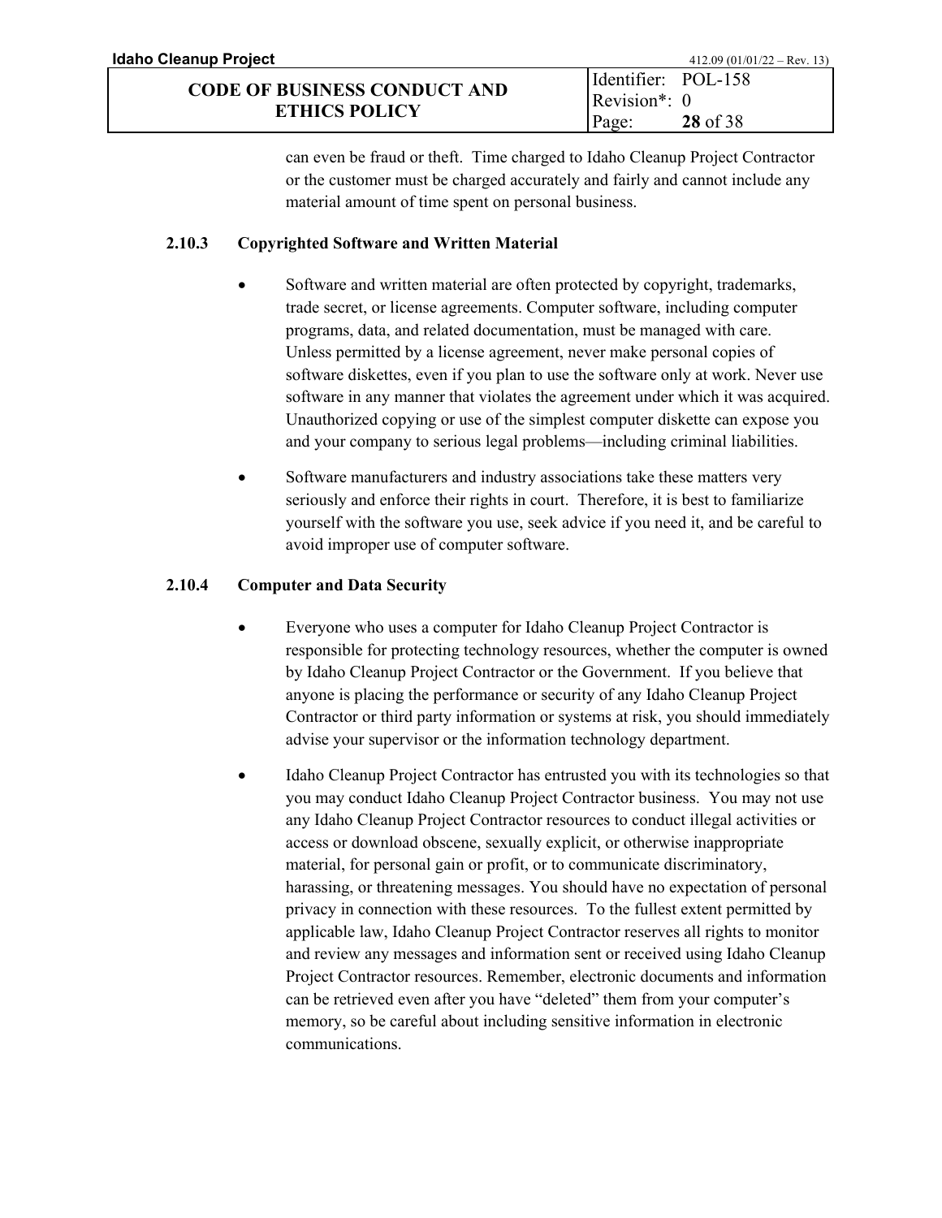can even be fraud or theft. Time charged to Idaho Cleanup Project Contractor or the customer must be charged accurately and fairly and cannot include any material amount of time spent on personal business.

### 2.10.3 Copyrighted Software and Written Material

- Software and written material are often protected by copyright, trademarks, trade secret, or license agreements. Computer software, including computer programs, data, and related documentation, must be managed with care. Unless permitted by a license agreement, never make personal copies of software diskettes, even if you plan to use the software only at work. Never use software in any manner that violates the agreement under which it was acquired. Unauthorized copying or use of the simplest computer diskette can expose you and your company to serious legal problems—including criminal liabilities.

- Software manufacturers and industry associations take these matters very seriously and enforce their rights in court. Therefore, it is best to familiarize yourself with the software you use, seek advice if you need it, and be careful to avoid improper use of computer software.

### 2.10.4 Computer and Data Security

- Everyone who uses a computer for Idaho Cleanup Project Contractor is responsible for protecting technology resources, whether the computer is owned by Idaho Cleanup Project Contractor or the Government. If you believe that anyone is placing the performance or security of any Idaho Cleanup Project Contractor or third party information or systems at risk, you should immediately advise your supervisor or the information technology department.

- Idaho Cleanup Project Contractor has entrusted you with its technologies so that you may conduct Idaho Cleanup Project Contractor business. You may not use any Idaho Cleanup Project Contractor resources to conduct illegal activities or access or download obscene, sexually explicit, or otherwise inappropriate material, for personal gain or profit, or to communicate discriminatory, harassing, or threatening messages. You should have no expectation of personal privacy in connection with these resources. To the fullest extent permitted by applicable law, Idaho Cleanup Project Contractor reserves all rights to monitor and review any messages and information sent or received using Idaho Cleanup Project Contractor resources. Remember, electronic documents and information can be retrieved even after you have "deleted" them from your computer's memory, so be careful about including sensitive information in electronic communications.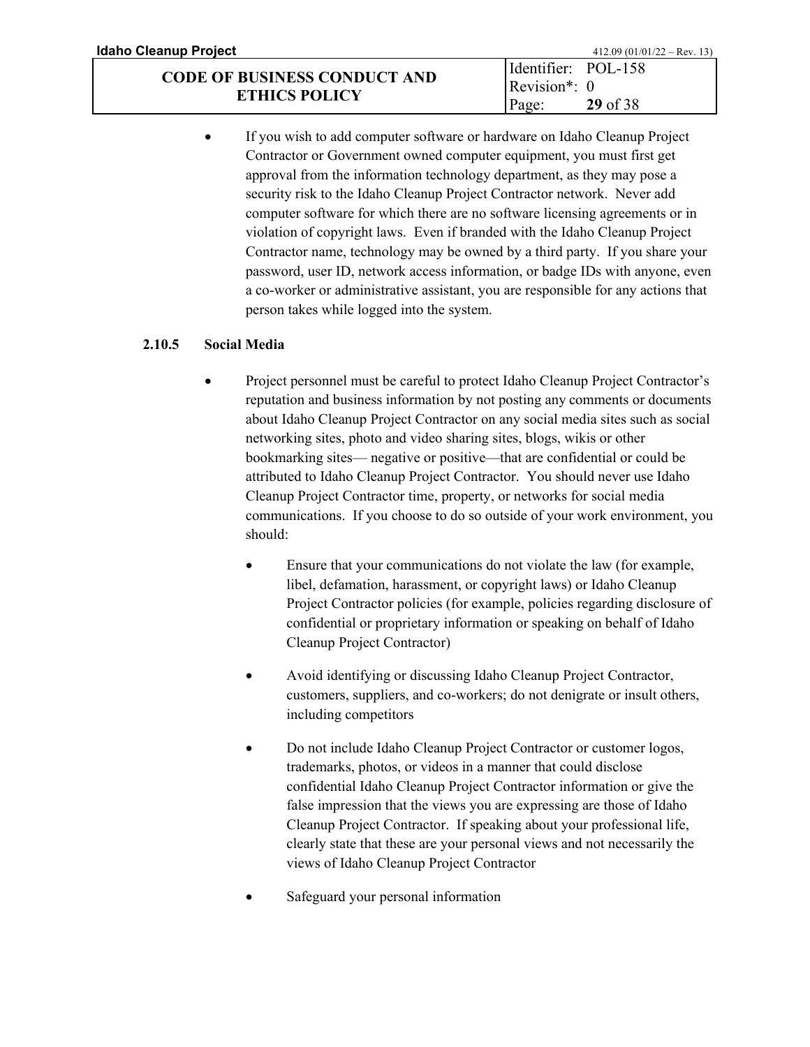- If you wish to add computer software or hardware on Idaho Cleanup Project Contractor or Government owned computer equipment, you must first get approval from the information technology department, as they may pose a security risk to the Idaho Cleanup Project Contractor network. Never add computer software for which there are no software licensing agreements or in violation of copyright laws. Even if branded with the Idaho Cleanup Project Contractor name, technology may be owned by a third party. If you share your password, user ID, network access information, or badge IDs with anyone, even a co-worker or administrative assistant, you are responsible for any actions that person takes while logged into the system.

### 2.10.5 Social Media

- Project personnel must be careful to protect Idaho Cleanup Project Contractor's reputation and business information by not posting any comments or documents about Idaho Cleanup Project Contractor on any social media sites such as social networking sites, photo and video sharing sites, blogs, wikis or other bookmarking sites— negative or positive—that are confidential or could be attributed to Idaho Cleanup Project Contractor. You should never use Idaho Cleanup Project Contractor time, property, or networks for social media communications. If you choose to do so outside of your work environment, you should:
  - Ensure that your communications do not violate the law (for example, libel, defamation, harassment, or copyright laws) or Idaho Cleanup Project Contractor policies (for example, policies regarding disclosure of confidential or proprietary information or speaking on behalf of Idaho Cleanup Project Contractor)
  - Avoid identifying or discussing Idaho Cleanup Project Contractor, customers, suppliers, and co-workers; do not denigrate or insult others, including competitors
  - Do not include Idaho Cleanup Project Contractor or customer logos, trademarks, photos, or videos in a manner that could disclose confidential Idaho Cleanup Project Contractor information or give the false impression that the views you are expressing are those of Idaho Cleanup Project Contractor. If speaking about your professional life, clearly state that these are your personal views and not necessarily the views of Idaho Cleanup Project Contractor
  - Safeguard your personal information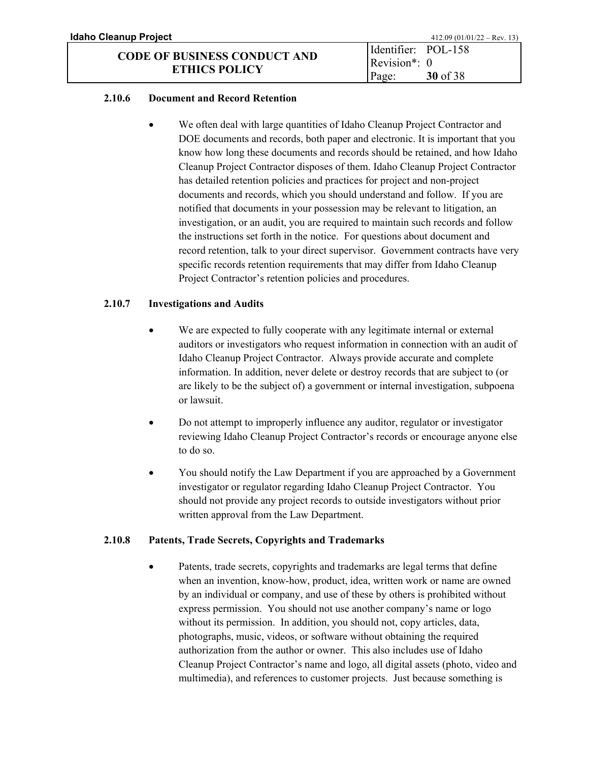### 2.10.6 Document and Record Retention

- We often deal with large quantities of Idaho Cleanup Project Contractor and DOE documents and records, both paper and electronic. It is important that you know how long these documents and records should be retained, and how Idaho Cleanup Project Contractor disposes of them. Idaho Cleanup Project Contractor has detailed retention policies and practices for project and non-project documents and records, which you should understand and follow. If you are notified that documents in your possession may be relevant to litigation, an investigation, or an audit, you are required to maintain such records and follow the instructions set forth in the notice. For questions about document and record retention, talk to your direct supervisor. Government contracts have very specific records retention requirements that may differ from Idaho Cleanup Project Contractor's retention policies and procedures.

### 2.10.7 Investigations and Audits

- We are expected to fully cooperate with any legitimate internal or external auditors or investigators who request information in connection with an audit of Idaho Cleanup Project Contractor. Always provide accurate and complete information. In addition, never delete or destroy records that are subject to (or are likely to be the subject of) a government or internal investigation, subpoena or lawsuit.
- Do not attempt to improperly influence any auditor, regulator or investigator reviewing Idaho Cleanup Project Contractor's records or encourage anyone else to do so.
- You should notify the Law Department if you are approached by a Government investigator or regulator regarding Idaho Cleanup Project Contractor. You should not provide any project records to outside investigators without prior written approval from the Law Department.

### 2.10.8 Patents, Trade Secrets, Copyrights and Trademarks

- Patents, trade secrets, copyrights and trademarks are legal terms that define when an invention, know-how, product, idea, written work or name are owned by an individual or company, and use of these by others is prohibited without express permission. You should not use another company's name or logo without its permission. In addition, you should not, copy articles, data, photographs, music, videos, or software without obtaining the required authorization from the author or owner. This also includes use of Idaho Cleanup Project Contractor's name and logo, all digital assets (photo, video and multimedia), and references to customer projects. Just because something is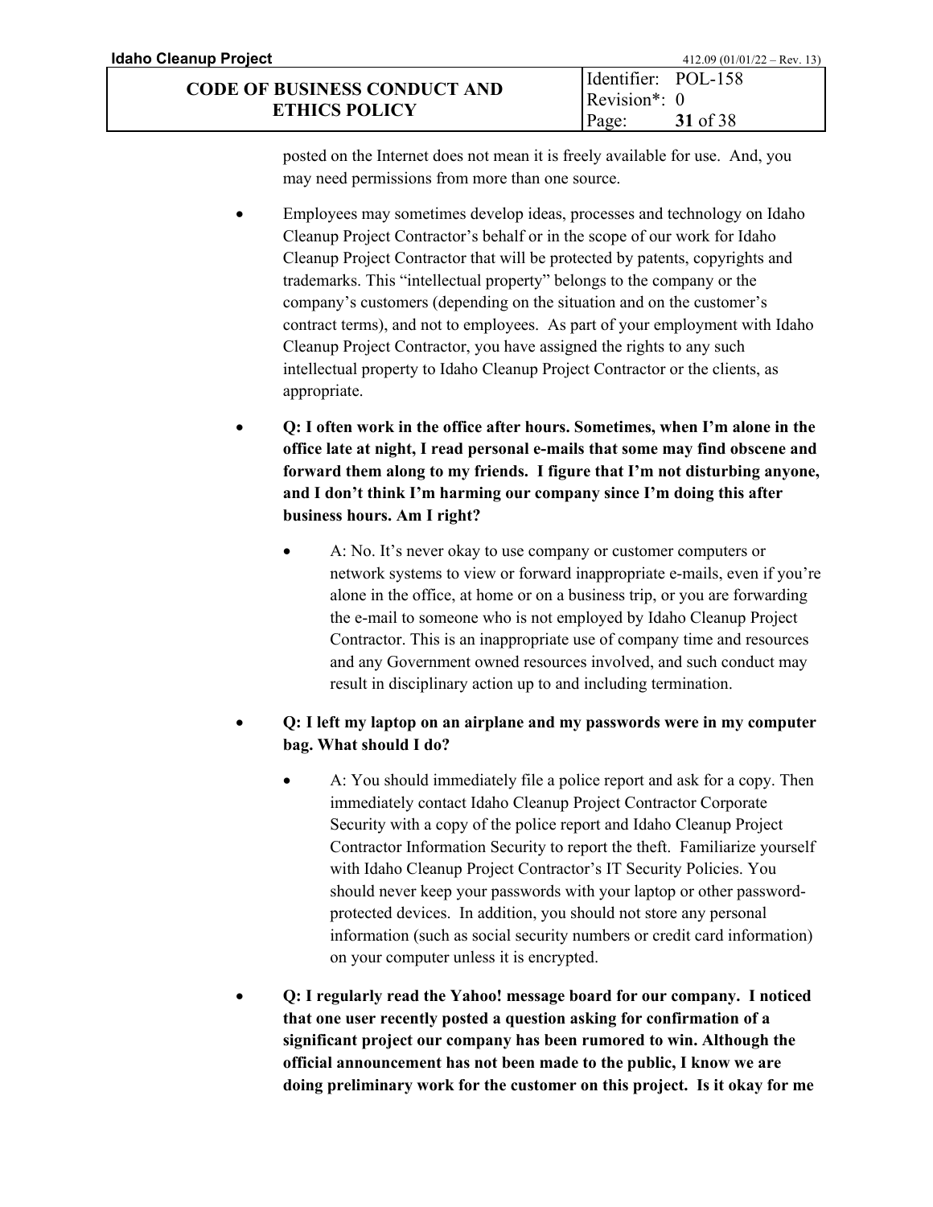posted on the Internet does not mean it is freely available for use. And, you may need permissions from more than one source.

- Employees may sometimes develop ideas, processes and technology on Idaho Cleanup Project Contractor's behalf or in the scope of our work for Idaho Cleanup Project Contractor that will be protected by patents, copyrights and trademarks. This "intellectual property" belongs to the company or the company's customers (depending on the situation and on the customer's contract terms), and not to employees. As part of your employment with Idaho Cleanup Project Contractor, you have assigned the rights to any such intellectual property to Idaho Cleanup Project Contractor or the clients, as appropriate.

- **Q: I often work in the office after hours. Sometimes, when I'm alone in the office late at night, I read personal e-mails that some may find obscene and forward them along to my friends. I figure that I'm not disturbing anyone, and I don't think I'm harming our company since I'm doing this after business hours. Am I right?**

  - A: No. It's never okay to use company or customer computers or network systems to view or forward inappropriate e-mails, even if you're alone in the office, at home or on a business trip, or you are forwarding the e-mail to someone who is not employed by Idaho Cleanup Project Contractor. This is an inappropriate use of company time and resources and any Government owned resources involved, and such conduct may result in disciplinary action up to and including termination.

- **Q: I left my laptop on an airplane and my passwords were in my computer bag. What should I do?**

  - A: You should immediately file a police report and ask for a copy. Then immediately contact Idaho Cleanup Project Contractor Corporate Security with a copy of the police report and Idaho Cleanup Project Contractor Information Security to report the theft. Familiarize yourself with Idaho Cleanup Project Contractor's IT Security Policies. You should never keep your passwords with your laptop or other password-protected devices. In addition, you should not store any personal information (such as social security numbers or credit card information) on your computer unless it is encrypted.

- **Q: I regularly read the Yahoo! message board for our company. I noticed that one user recently posted a question asking for confirmation of a significant project our company has been rumored to win. Although the official announcement has not been made to the public, I know we are doing preliminary work for the customer on this project. Is it okay for me**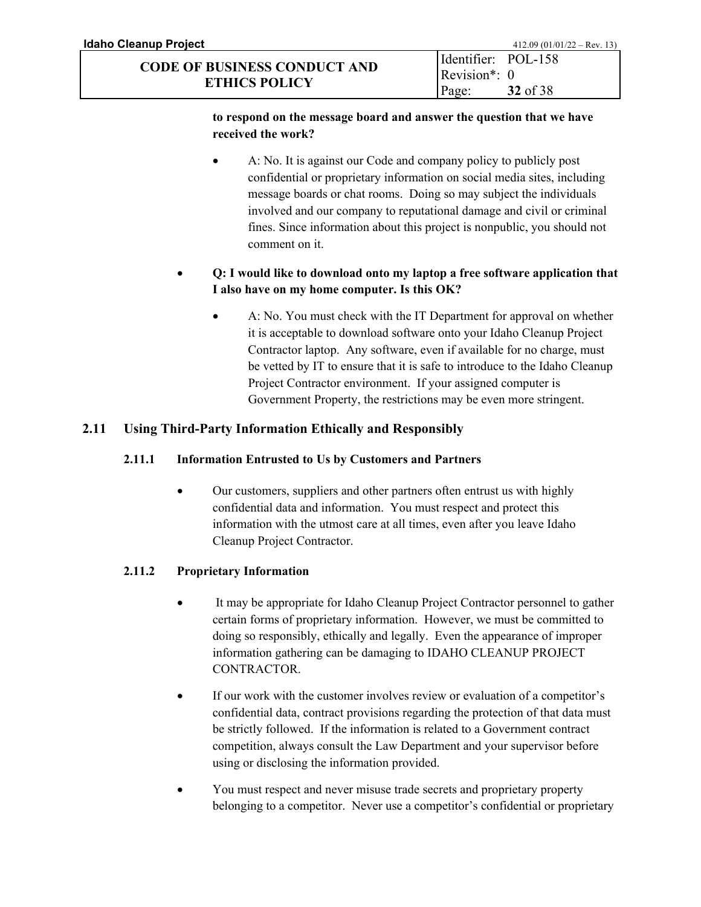**to respond on the message board and answer the question that we have received the work?**

- A: No. It is against our Code and company policy to publicly post confidential or proprietary information on social media sites, including message boards or chat rooms. Doing so may subject the individuals involved and our company to reputational damage and civil or criminal fines. Since information about this project is nonpublic, you should not comment on it.

- **Q: I would like to download onto my laptop a free software application that I also have on my home computer. Is this OK?**

  - A: No. You must check with the IT Department for approval on whether it is acceptable to download software onto your Idaho Cleanup Project Contractor laptop. Any software, even if available for no charge, must be vetted by IT to ensure that it is safe to introduce to the Idaho Cleanup Project Contractor environment. If your assigned computer is Government Property, the restrictions may be even more stringent.

## 2.11 Using Third-Party Information Ethically and Responsibly

### 2.11.1 Information Entrusted to Us by Customers and Partners

- Our customers, suppliers and other partners often entrust us with highly confidential data and information. You must respect and protect this information with the utmost care at all times, even after you leave Idaho Cleanup Project Contractor.

### 2.11.2 Proprietary Information

- It may be appropriate for Idaho Cleanup Project Contractor personnel to gather certain forms of proprietary information. However, we must be committed to doing so responsibly, ethically and legally. Even the appearance of improper information gathering can be damaging to IDAHO CLEANUP PROJECT CONTRACTOR.

- If our work with the customer involves review or evaluation of a competitor's confidential data, contract provisions regarding the protection of that data must be strictly followed. If the information is related to a Government contract competition, always consult the Law Department and your supervisor before using or disclosing the information provided.

- You must respect and never misuse trade secrets and proprietary property belonging to a competitor. Never use a competitor's confidential or proprietary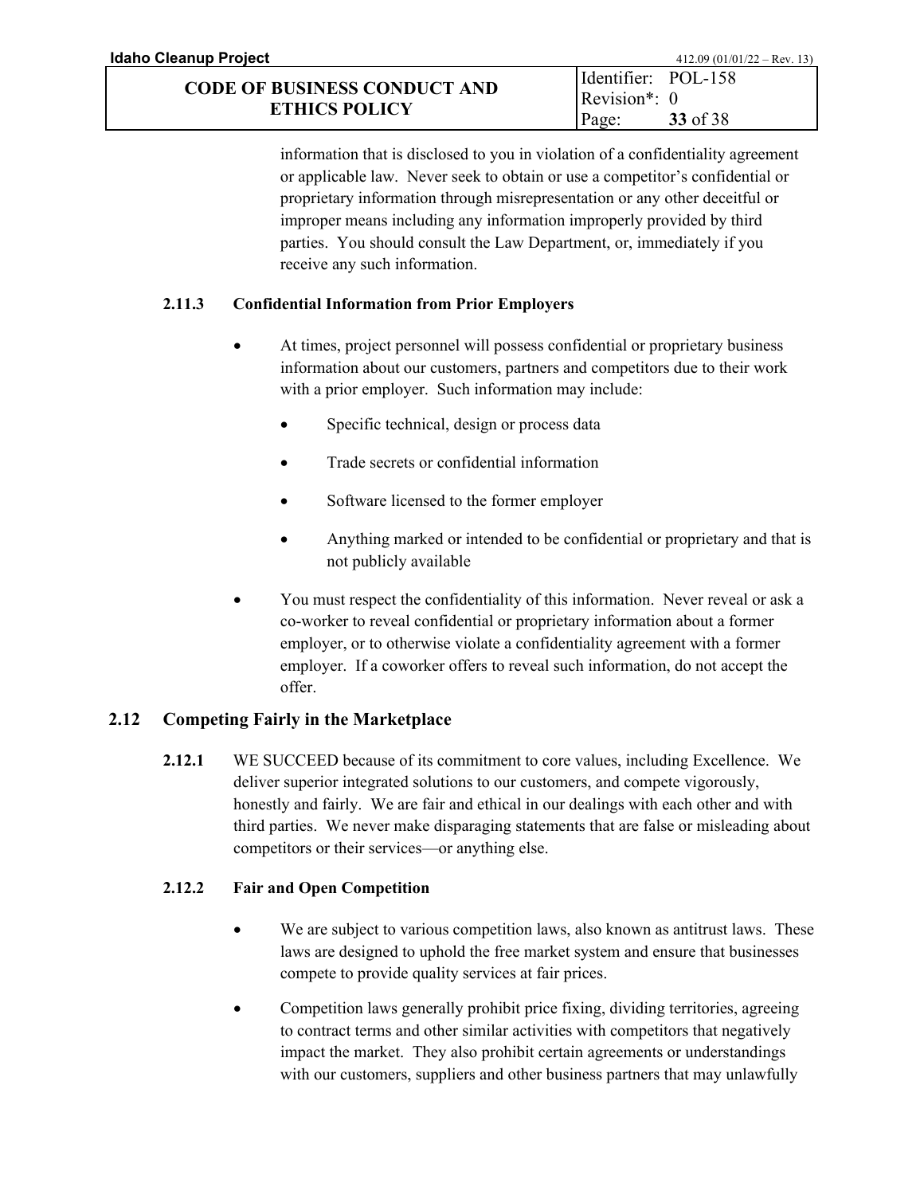information that is disclosed to you in violation of a confidentiality agreement or applicable law. Never seek to obtain or use a competitor's confidential or proprietary information through misrepresentation or any other deceitful or improper means including any information improperly provided by third parties. You should consult the Law Department, or, immediately if you receive any such information.

#### 2.11.3 Confidential Information from Prior Employers

- At times, project personnel will possess confidential or proprietary business information about our customers, partners and competitors due to their work with a prior employer. Such information may include:
  - Specific technical, design or process data
  - Trade secrets or confidential information
  - Software licensed to the former employer
  - Anything marked or intended to be confidential or proprietary and that is not publicly available
- You must respect the confidentiality of this information. Never reveal or ask a co-worker to reveal confidential or proprietary information about a former employer, or to otherwise violate a confidentiality agreement with a former employer. If a coworker offers to reveal such information, do not accept the offer.

### 2.12 Competing Fairly in the Marketplace

**2.12.1** WE SUCCEED because of its commitment to core values, including Excellence. We deliver superior integrated solutions to our customers, and compete vigorously, honestly and fairly. We are fair and ethical in our dealings with each other and with third parties. We never make disparaging statements that are false or misleading about competitors or their services—or anything else.

#### 2.12.2 Fair and Open Competition

- We are subject to various competition laws, also known as antitrust laws. These laws are designed to uphold the free market system and ensure that businesses compete to provide quality services at fair prices.
- Competition laws generally prohibit price fixing, dividing territories, agreeing to contract terms and other similar activities with competitors that negatively impact the market. They also prohibit certain agreements or understandings with our customers, suppliers and other business partners that may unlawfully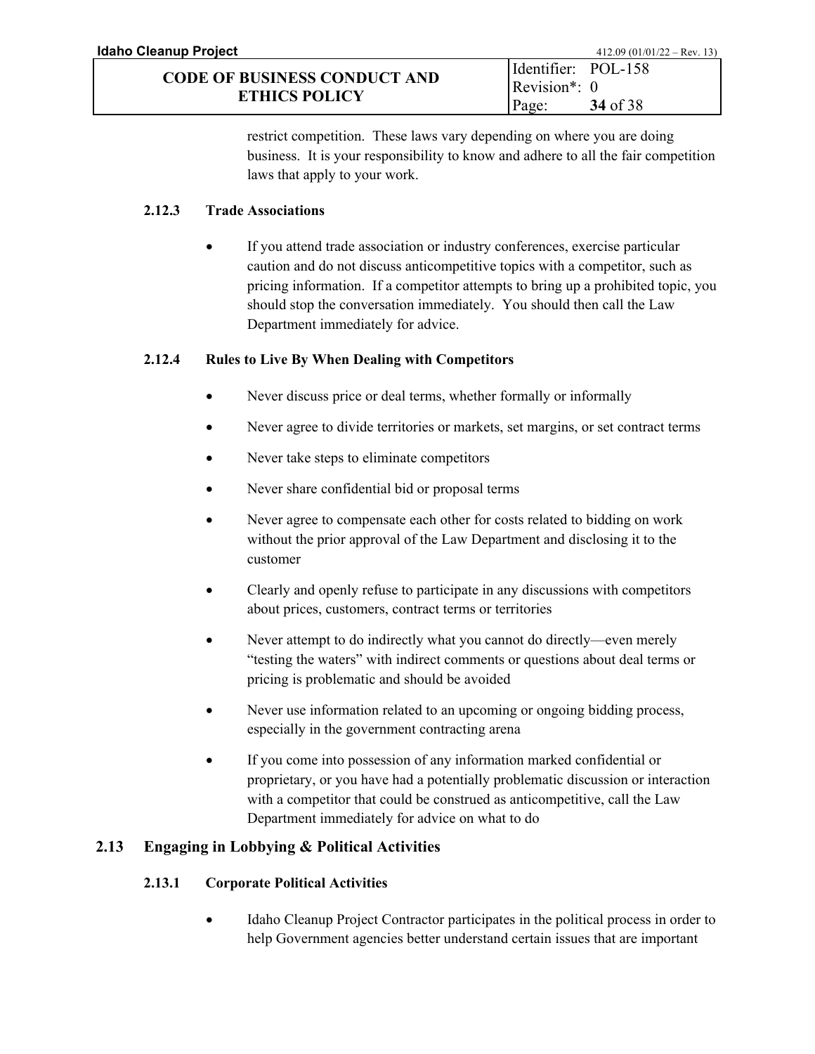restrict competition. These laws vary depending on where you are doing business. It is your responsibility to know and adhere to all the fair competition laws that apply to your work.

### 2.12.3 Trade Associations

- If you attend trade association or industry conferences, exercise particular caution and do not discuss anticompetitive topics with a competitor, such as pricing information. If a competitor attempts to bring up a prohibited topic, you should stop the conversation immediately. You should then call the Law Department immediately for advice.

### 2.12.4 Rules to Live By When Dealing with Competitors

- Never discuss price or deal terms, whether formally or informally
- Never agree to divide territories or markets, set margins, or set contract terms
- Never take steps to eliminate competitors
- Never share confidential bid or proposal terms
- Never agree to compensate each other for costs related to bidding on work without the prior approval of the Law Department and disclosing it to the customer
- Clearly and openly refuse to participate in any discussions with competitors about prices, customers, contract terms or territories
- Never attempt to do indirectly what you cannot do directly—even merely "testing the waters" with indirect comments or questions about deal terms or pricing is problematic and should be avoided
- Never use information related to an upcoming or ongoing bidding process, especially in the government contracting arena
- If you come into possession of any information marked confidential or proprietary, or you have had a potentially problematic discussion or interaction with a competitor that could be construed as anticompetitive, call the Law Department immediately for advice on what to do

## 2.13 Engaging in Lobbying & Political Activities

### 2.13.1 Corporate Political Activities

- Idaho Cleanup Project Contractor participates in the political process in order to help Government agencies better understand certain issues that are important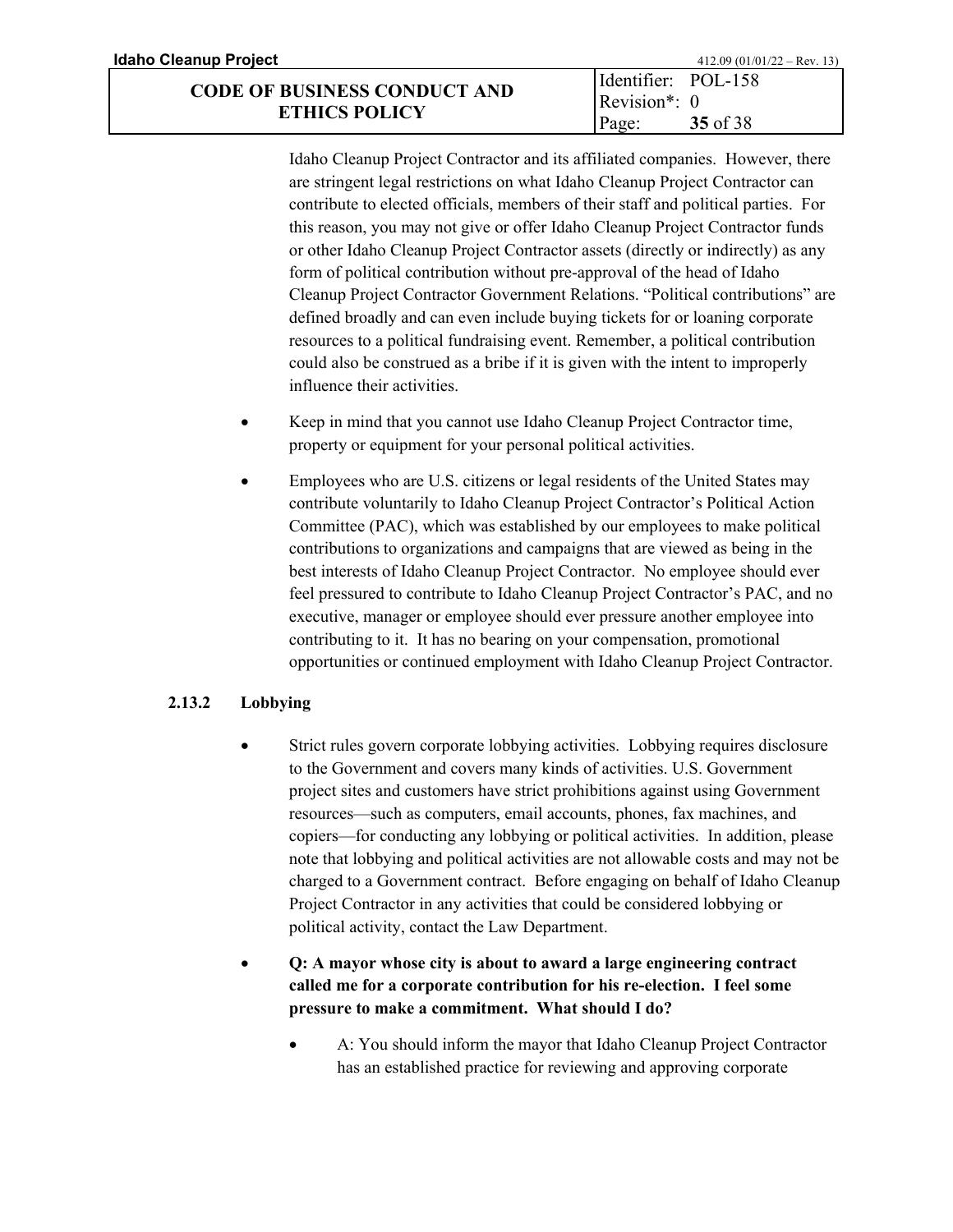Idaho Cleanup Project Contractor and its affiliated companies. However, there are stringent legal restrictions on what Idaho Cleanup Project Contractor can contribute to elected officials, members of their staff and political parties. For this reason, you may not give or offer Idaho Cleanup Project Contractor funds or other Idaho Cleanup Project Contractor assets (directly or indirectly) as any form of political contribution without pre-approval of the head of Idaho Cleanup Project Contractor Government Relations. "Political contributions" are defined broadly and can even include buying tickets for or loaning corporate resources to a political fundraising event. Remember, a political contribution could also be construed as a bribe if it is given with the intent to improperly influence their activities.

- Keep in mind that you cannot use Idaho Cleanup Project Contractor time, property or equipment for your personal political activities.
- Employees who are U.S. citizens or legal residents of the United States may contribute voluntarily to Idaho Cleanup Project Contractor's Political Action Committee (PAC), which was established by our employees to make political contributions to organizations and campaigns that are viewed as being in the best interests of Idaho Cleanup Project Contractor. No employee should ever feel pressured to contribute to Idaho Cleanup Project Contractor's PAC, and no executive, manager or employee should ever pressure another employee into contributing to it. It has no bearing on your compensation, promotional opportunities or continued employment with Idaho Cleanup Project Contractor.

#### 2.13.2 Lobbying

- Strict rules govern corporate lobbying activities. Lobbying requires disclosure to the Government and covers many kinds of activities. U.S. Government project sites and customers have strict prohibitions against using Government resources—such as computers, email accounts, phones, fax machines, and copiers—for conducting any lobbying or political activities. In addition, please note that lobbying and political activities are not allowable costs and may not be charged to a Government contract. Before engaging on behalf of Idaho Cleanup Project Contractor in any activities that could be considered lobbying or political activity, contact the Law Department.
- **Q: A mayor whose city is about to award a large engineering contract called me for a corporate contribution for his re-election. I feel some pressure to make a commitment. What should I do?**
  - A: You should inform the mayor that Idaho Cleanup Project Contractor has an established practice for reviewing and approving corporate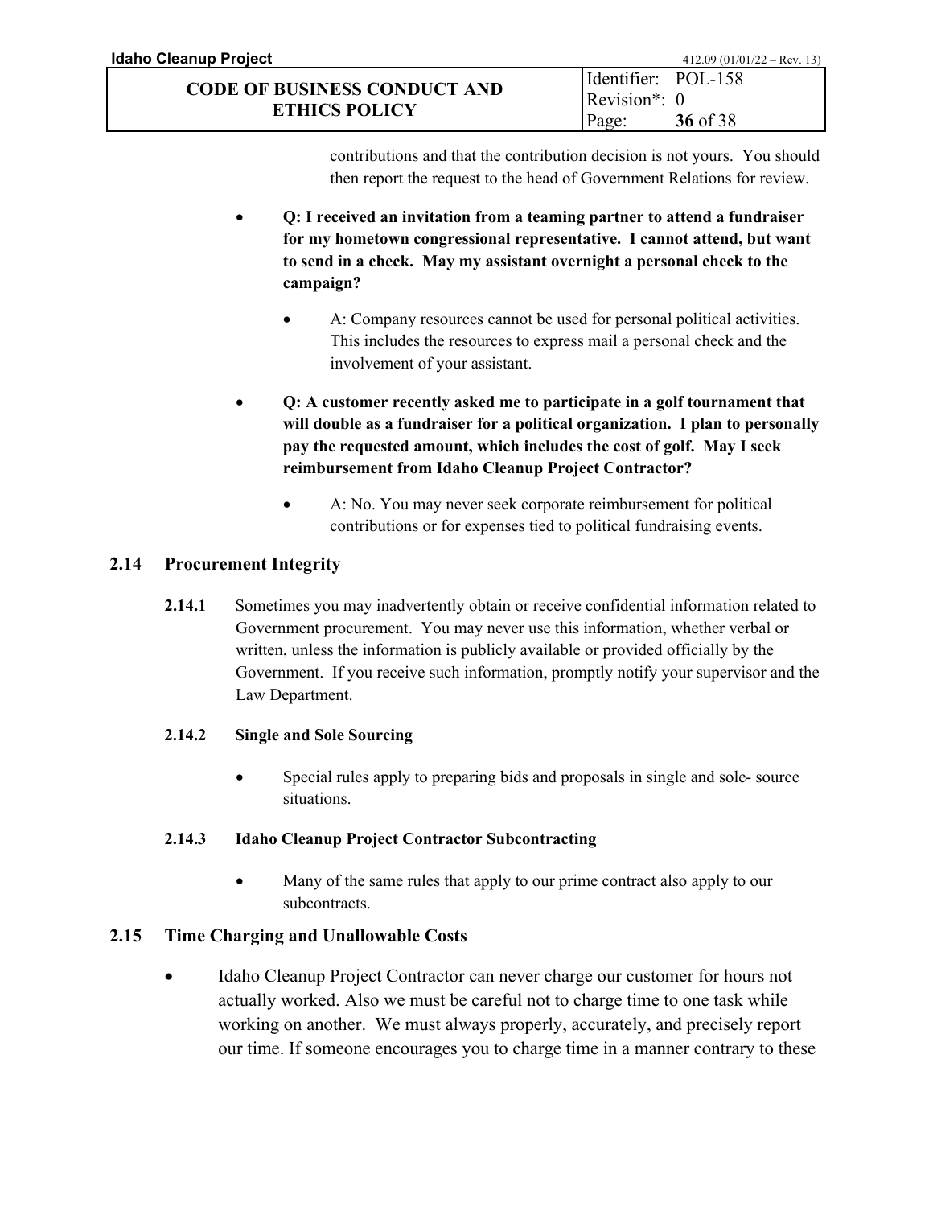contributions and that the contribution decision is not yours. You should then report the request to the head of Government Relations for review.

- **Q: I received an invitation from a teaming partner to attend a fundraiser for my hometown congressional representative. I cannot attend, but want to send in a check. May my assistant overnight a personal check to the campaign?**
  - A: Company resources cannot be used for personal political activities. This includes the resources to express mail a personal check and the involvement of your assistant.
- **Q: A customer recently asked me to participate in a golf tournament that will double as a fundraiser for a political organization. I plan to personally pay the requested amount, which includes the cost of golf. May I seek reimbursement from Idaho Cleanup Project Contractor?**
  - A: No. You may never seek corporate reimbursement for political contributions or for expenses tied to political fundraising events.

## 2.14 Procurement Integrity

**2.14.1** Sometimes you may inadvertently obtain or receive confidential information related to Government procurement. You may never use this information, whether verbal or written, unless the information is publicly available or provided officially by the Government. If you receive such information, promptly notify your supervisor and the Law Department.

### 2.14.2 Single and Sole Sourcing

- Special rules apply to preparing bids and proposals in single and sole- source situations.

### 2.14.3 Idaho Cleanup Project Contractor Subcontracting

- Many of the same rules that apply to our prime contract also apply to our subcontracts.

## 2.15 Time Charging and Unallowable Costs

- Idaho Cleanup Project Contractor can never charge our customer for hours not actually worked. Also we must be careful not to charge time to one task while working on another. We must always properly, accurately, and precisely report our time. If someone encourages you to charge time in a manner contrary to these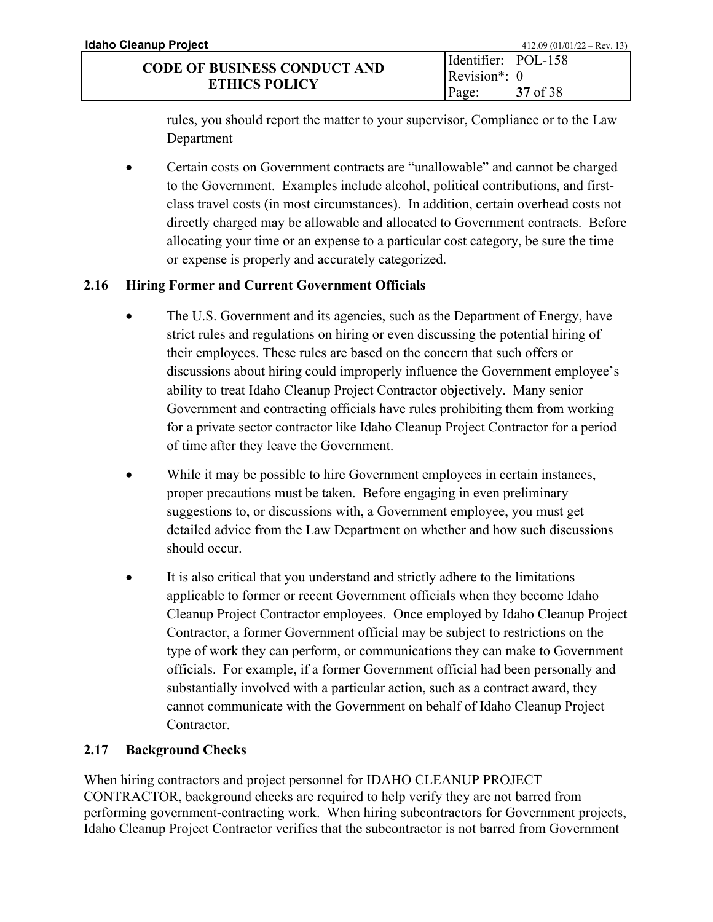rules, you should report the matter to your supervisor, Compliance or to the Law Department

- Certain costs on Government contracts are "unallowable" and cannot be charged to the Government. Examples include alcohol, political contributions, and first-class travel costs (in most circumstances). In addition, certain overhead costs not directly charged may be allowable and allocated to Government contracts. Before allocating your time or an expense to a particular cost category, be sure the time or expense is properly and accurately categorized.

## 2.16 Hiring Former and Current Government Officials

- The U.S. Government and its agencies, such as the Department of Energy, have strict rules and regulations on hiring or even discussing the potential hiring of their employees. These rules are based on the concern that such offers or discussions about hiring could improperly influence the Government employee's ability to treat Idaho Cleanup Project Contractor objectively. Many senior Government and contracting officials have rules prohibiting them from working for a private sector contractor like Idaho Cleanup Project Contractor for a period of time after they leave the Government.

- While it may be possible to hire Government employees in certain instances, proper precautions must be taken. Before engaging in even preliminary suggestions to, or discussions with, a Government employee, you must get detailed advice from the Law Department on whether and how such discussions should occur.

- It is also critical that you understand and strictly adhere to the limitations applicable to former or recent Government officials when they become Idaho Cleanup Project Contractor employees. Once employed by Idaho Cleanup Project Contractor, a former Government official may be subject to restrictions on the type of work they can perform, or communications they can make to Government officials. For example, if a former Government official had been personally and substantially involved with a particular action, such as a contract award, they cannot communicate with the Government on behalf of Idaho Cleanup Project Contractor.

## 2.17 Background Checks

When hiring contractors and project personnel for IDAHO CLEANUP PROJECT CONTRACTOR, background checks are required to help verify they are not barred from performing government-contracting work. When hiring subcontractors for Government projects, Idaho Cleanup Project Contractor verifies that the subcontractor is not barred from Government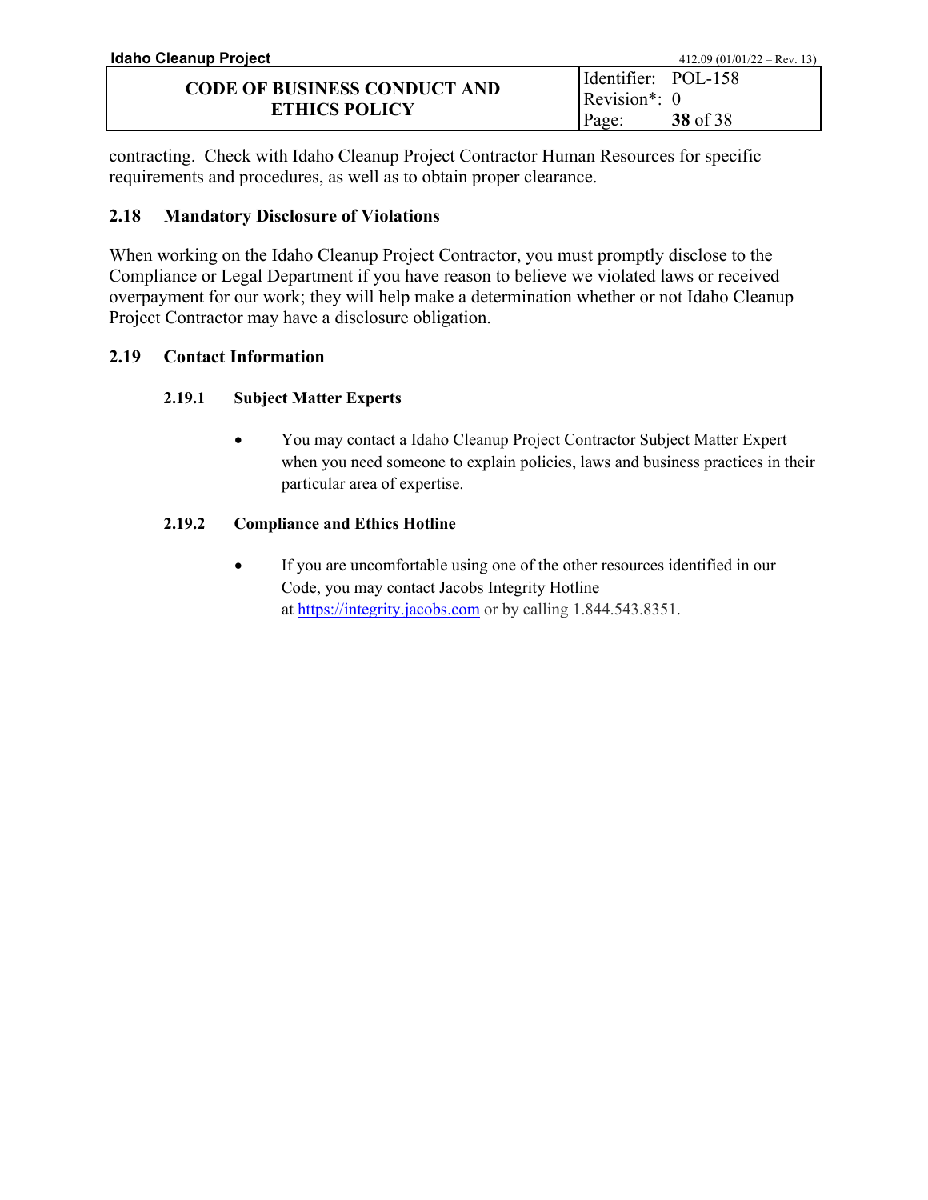contracting. Check with Idaho Cleanup Project Contractor Human Resources for specific requirements and procedures, as well as to obtain proper clearance.

## 2.18 Mandatory Disclosure of Violations

When working on the Idaho Cleanup Project Contractor, you must promptly disclose to the Compliance or Legal Department if you have reason to believe we violated laws or received overpayment for our work; they will help make a determination whether or not Idaho Cleanup Project Contractor may have a disclosure obligation.

## 2.19 Contact Information

### 2.19.1 Subject Matter Experts

- You may contact a Idaho Cleanup Project Contractor Subject Matter Expert when you need someone to explain policies, laws and business practices in their particular area of expertise.

### 2.19.2 Compliance and Ethics Hotline

- If you are uncomfortable using one of the other resources identified in our Code, you may contact Jacobs Integrity Hotline at [https://integrity.jacobs.com](https://integrity.jacobs.com) or by calling 1.844.543.8351.